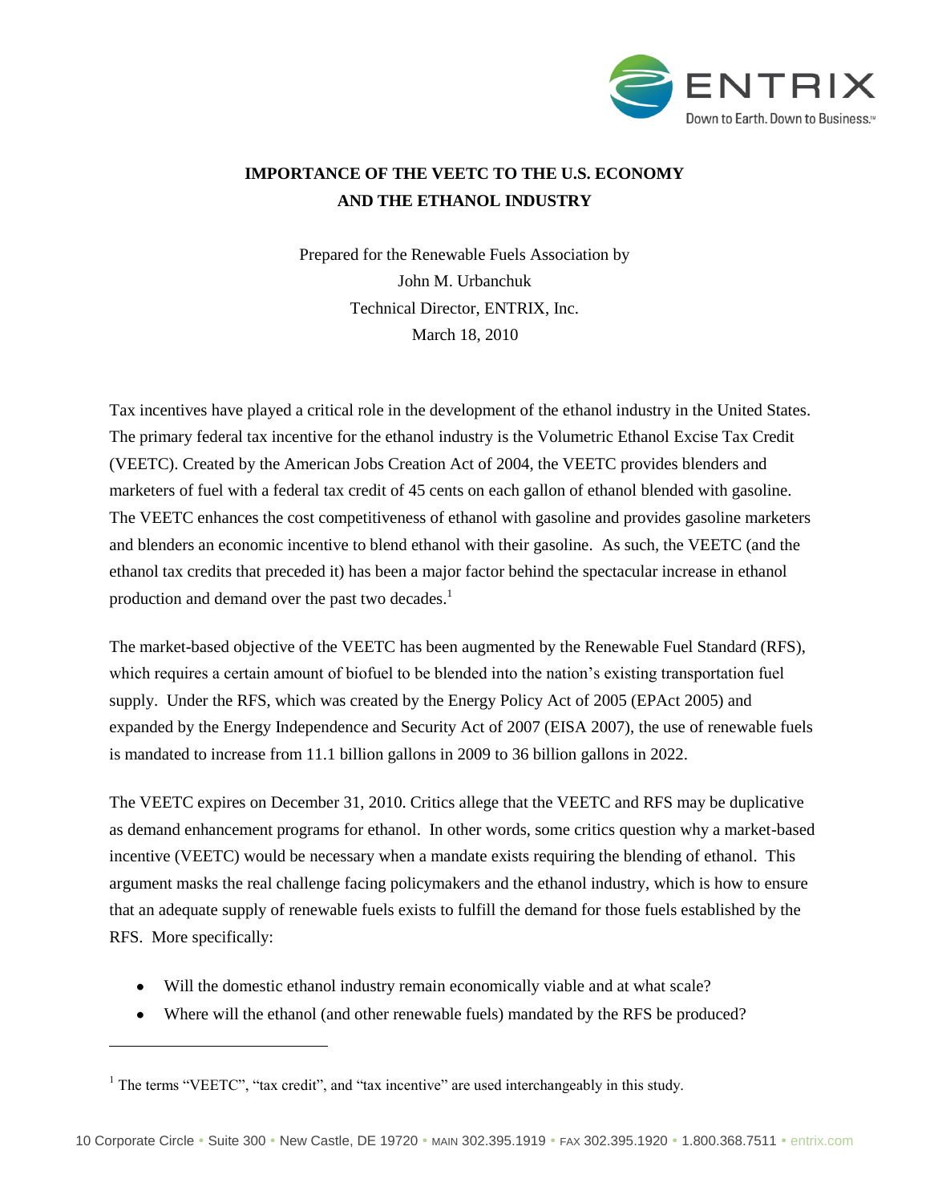# IMPORTANCE OF THE VEETC TO THE U.S. ECONOMY AND THE ETHANOL INDUSTRY

Prepared for the Renewable Fuels Association by
John M. Urbanchuk
Technical Director, ENTRIX, Inc.
March 18, 2010

Tax incentives have played a critical role in the development of the ethanol industry in the United States. The primary federal tax incentive for the ethanol industry is the Volumetric Ethanol Excise Tax Credit (VEETC). Created by the American Jobs Creation Act of 2004, the VEETC provides blenders and marketers of fuel with a federal tax credit of 45 cents on each gallon of ethanol blended with gasoline. The VEETC enhances the cost competitiveness of ethanol with gasoline and provides gasoline marketers and blenders an economic incentive to blend ethanol with their gasoline. As such, the VEETC (and the ethanol tax credits that preceded it) has been a major factor behind the spectacular increase in ethanol production and demand over the past two decades.[1]

The market-based objective of the VEETC has been augmented by the Renewable Fuel Standard (RFS), which requires a certain amount of biofuel to be blended into the nation's existing transportation fuel supply. Under the RFS, which was created by the Energy Policy Act of 2005 (EPAct 2005) and expanded by the Energy Independence and Security Act of 2007 (EISA 2007), the use of renewable fuels is mandated to increase from 11.1 billion gallons in 2009 to 36 billion gallons in 2022.

The VEETC expires on December 31, 2010. Critics allege that the VEETC and RFS may be duplicative as demand enhancement programs for ethanol. In other words, some critics question why a market-based incentive (VEETC) would be necessary when a mandate exists requiring the blending of ethanol. This argument masks the real challenge facing policymakers and the ethanol industry, which is how to ensure that an adequate supply of renewable fuels exists to fulfill the demand for those fuels established by the RFS. More specifically:

- Will the domestic ethanol industry remain economically viable and at what scale?
- Where will the ethanol (and other renewable fuels) mandated by the RFS be produced?

[1] The terms "VEETC", "tax credit", and "tax incentive" are used interchangeably in this study.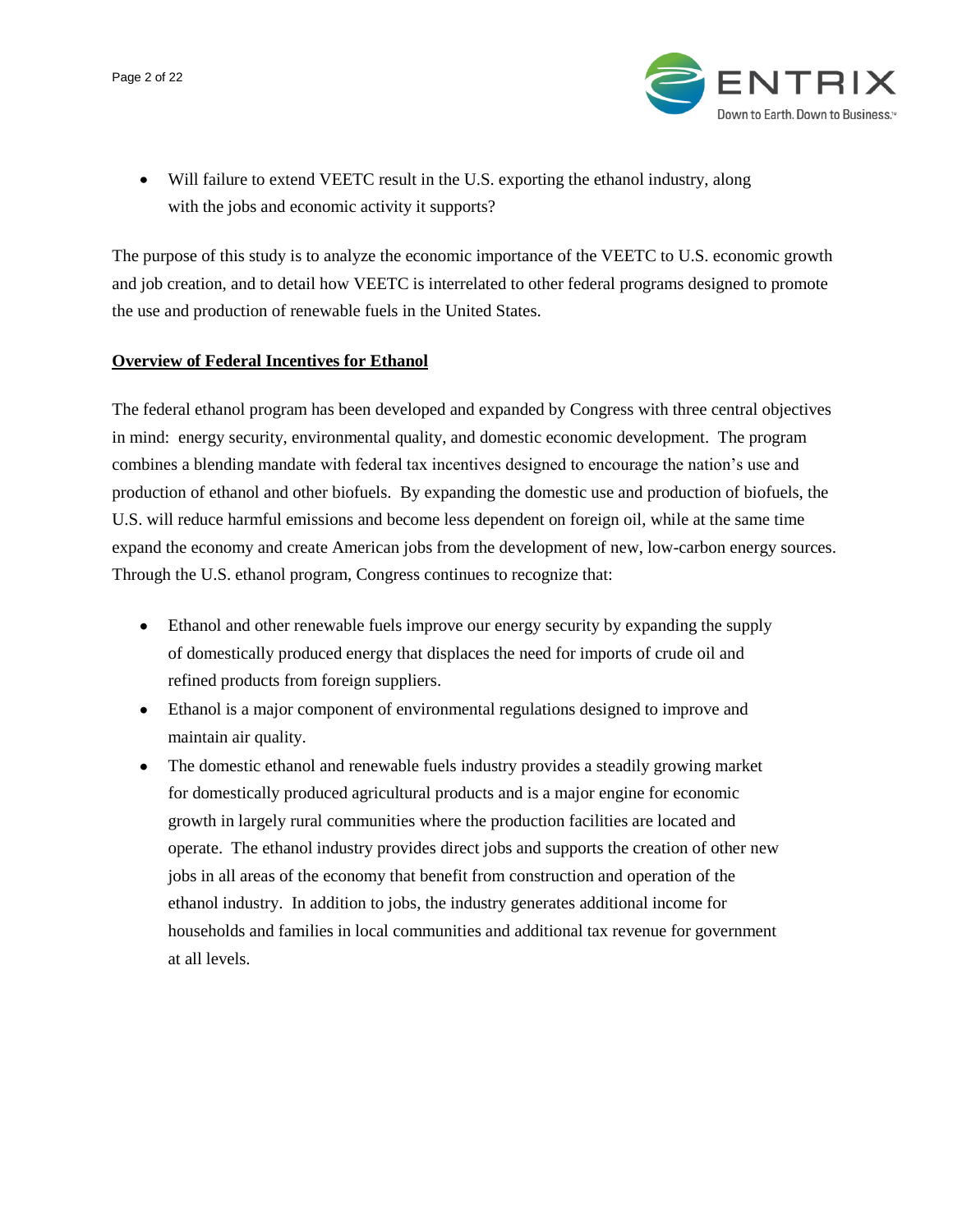- Will failure to extend VEETC result in the U.S. exporting the ethanol industry, along with the jobs and economic activity it supports?

The purpose of this study is to analyze the economic importance of the VEETC to U.S. economic growth and job creation, and to detail how VEETC is interrelated to other federal programs designed to promote the use and production of renewable fuels in the United States.

## Overview of Federal Incentives for Ethanol

The federal ethanol program has been developed and expanded by Congress with three central objectives in mind: energy security, environmental quality, and domestic economic development. The program combines a blending mandate with federal tax incentives designed to encourage the nation's use and production of ethanol and other biofuels. By expanding the domestic use and production of biofuels, the U.S. will reduce harmful emissions and become less dependent on foreign oil, while at the same time expand the economy and create American jobs from the development of new, low-carbon energy sources. Through the U.S. ethanol program, Congress continues to recognize that:

- Ethanol and other renewable fuels improve our energy security by expanding the supply of domestically produced energy that displaces the need for imports of crude oil and refined products from foreign suppliers.
- Ethanol is a major component of environmental regulations designed to improve and maintain air quality.
- The domestic ethanol and renewable fuels industry provides a steadily growing market for domestically produced agricultural products and is a major engine for economic growth in largely rural communities where the production facilities are located and operate. The ethanol industry provides direct jobs and supports the creation of other new jobs in all areas of the economy that benefit from construction and operation of the ethanol industry. In addition to jobs, the industry generates additional income for households and families in local communities and additional tax revenue for government at all levels.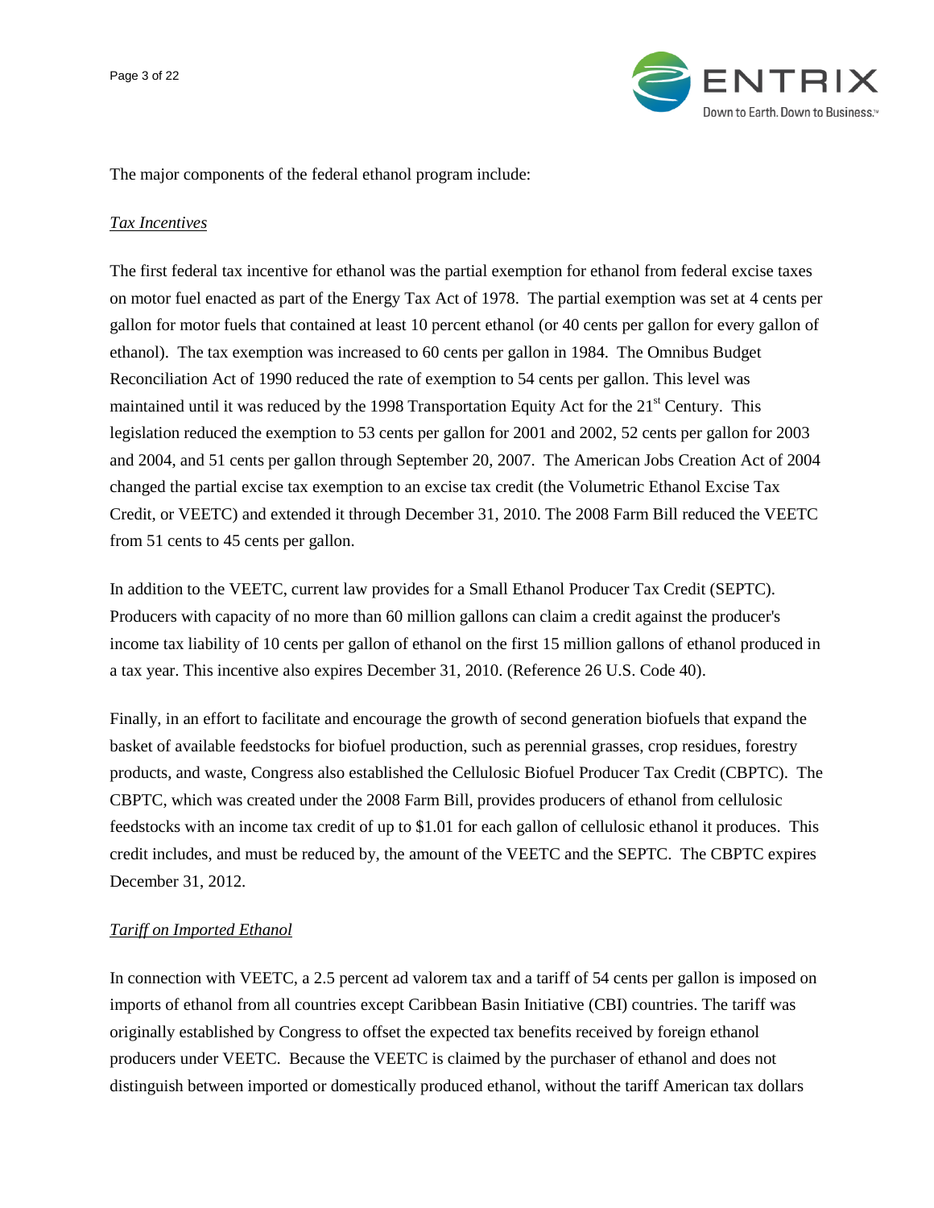The major components of the federal ethanol program include:

*Tax Incentives*

The first federal tax incentive for ethanol was the partial exemption for ethanol from federal excise taxes on motor fuel enacted as part of the Energy Tax Act of 1978. The partial exemption was set at 4 cents per gallon for motor fuels that contained at least 10 percent ethanol (or 40 cents per gallon for every gallon of ethanol). The tax exemption was increased to 60 cents per gallon in 1984. The Omnibus Budget Reconciliation Act of 1990 reduced the rate of exemption to 54 cents per gallon. This level was maintained until it was reduced by the 1998 Transportation Equity Act for the 21st Century. This legislation reduced the exemption to 53 cents per gallon for 2001 and 2002, 52 cents per gallon for 2003 and 2004, and 51 cents per gallon through September 20, 2007. The American Jobs Creation Act of 2004 changed the partial excise tax exemption to an excise tax credit (the Volumetric Ethanol Excise Tax Credit, or VEETC) and extended it through December 31, 2010. The 2008 Farm Bill reduced the VEETC from 51 cents to 45 cents per gallon.

In addition to the VEETC, current law provides for a Small Ethanol Producer Tax Credit (SEPTC). Producers with capacity of no more than 60 million gallons can claim a credit against the producer's income tax liability of 10 cents per gallon of ethanol on the first 15 million gallons of ethanol produced in a tax year. This incentive also expires December 31, 2010. (Reference 26 U.S. Code 40).

Finally, in an effort to facilitate and encourage the growth of second generation biofuels that expand the basket of available feedstocks for biofuel production, such as perennial grasses, crop residues, forestry products, and waste, Congress also established the Cellulosic Biofuel Producer Tax Credit (CBPTC). The CBPTC, which was created under the 2008 Farm Bill, provides producers of ethanol from cellulosic feedstocks with an income tax credit of up to $1.01 for each gallon of cellulosic ethanol it produces. This credit includes, and must be reduced by, the amount of the VEETC and the SEPTC. The CBPTC expires December 31, 2012.

*Tariff on Imported Ethanol*

In connection with VEETC, a 2.5 percent ad valorem tax and a tariff of 54 cents per gallon is imposed on imports of ethanol from all countries except Caribbean Basin Initiative (CBI) countries. The tariff was originally established by Congress to offset the expected tax benefits received by foreign ethanol producers under VEETC. Because the VEETC is claimed by the purchaser of ethanol and does not distinguish between imported or domestically produced ethanol, without the tariff American tax dollars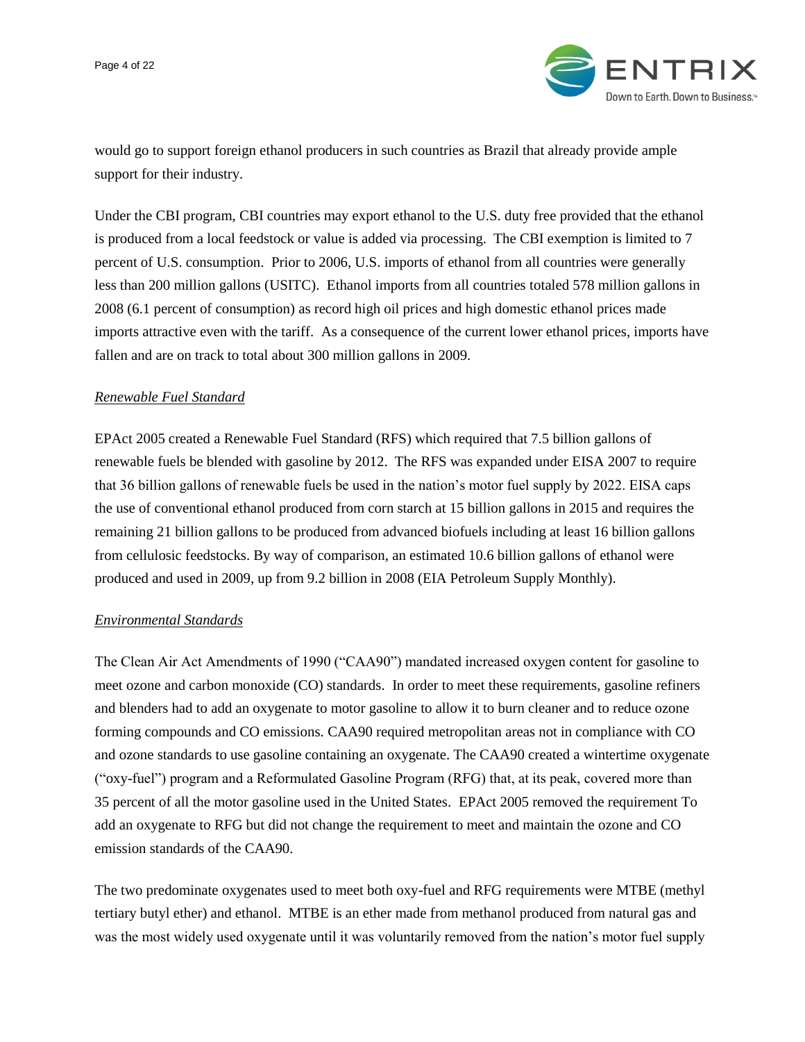would go to support foreign ethanol producers in such countries as Brazil that already provide ample support for their industry.

Under the CBI program, CBI countries may export ethanol to the U.S. duty free provided that the ethanol is produced from a local feedstock or value is added via processing. The CBI exemption is limited to 7 percent of U.S. consumption. Prior to 2006, U.S. imports of ethanol from all countries were generally less than 200 million gallons (USITC). Ethanol imports from all countries totaled 578 million gallons in 2008 (6.1 percent of consumption) as record high oil prices and high domestic ethanol prices made imports attractive even with the tariff. As a consequence of the current lower ethanol prices, imports have fallen and are on track to total about 300 million gallons in 2009.

*Renewable Fuel Standard*

EPAct 2005 created a Renewable Fuel Standard (RFS) which required that 7.5 billion gallons of renewable fuels be blended with gasoline by 2012. The RFS was expanded under EISA 2007 to require that 36 billion gallons of renewable fuels be used in the nation's motor fuel supply by 2022. EISA caps the use of conventional ethanol produced from corn starch at 15 billion gallons in 2015 and requires the remaining 21 billion gallons to be produced from advanced biofuels including at least 16 billion gallons from cellulosic feedstocks. By way of comparison, an estimated 10.6 billion gallons of ethanol were produced and used in 2009, up from 9.2 billion in 2008 (EIA Petroleum Supply Monthly).

*Environmental Standards*

The Clean Air Act Amendments of 1990 ("CAA90") mandated increased oxygen content for gasoline to meet ozone and carbon monoxide (CO) standards. In order to meet these requirements, gasoline refiners and blenders had to add an oxygenate to motor gasoline to allow it to burn cleaner and to reduce ozone forming compounds and CO emissions. CAA90 required metropolitan areas not in compliance with CO and ozone standards to use gasoline containing an oxygenate. The CAA90 created a wintertime oxygenate ("oxy-fuel") program and a Reformulated Gasoline Program (RFG) that, at its peak, covered more than 35 percent of all the motor gasoline used in the United States. EPAct 2005 removed the requirement To add an oxygenate to RFG but did not change the requirement to meet and maintain the ozone and CO emission standards of the CAA90.

The two predominate oxygenates used to meet both oxy-fuel and RFG requirements were MTBE (methyl tertiary butyl ether) and ethanol. MTBE is an ether made from methanol produced from natural gas and was the most widely used oxygenate until it was voluntarily removed from the nation's motor fuel supply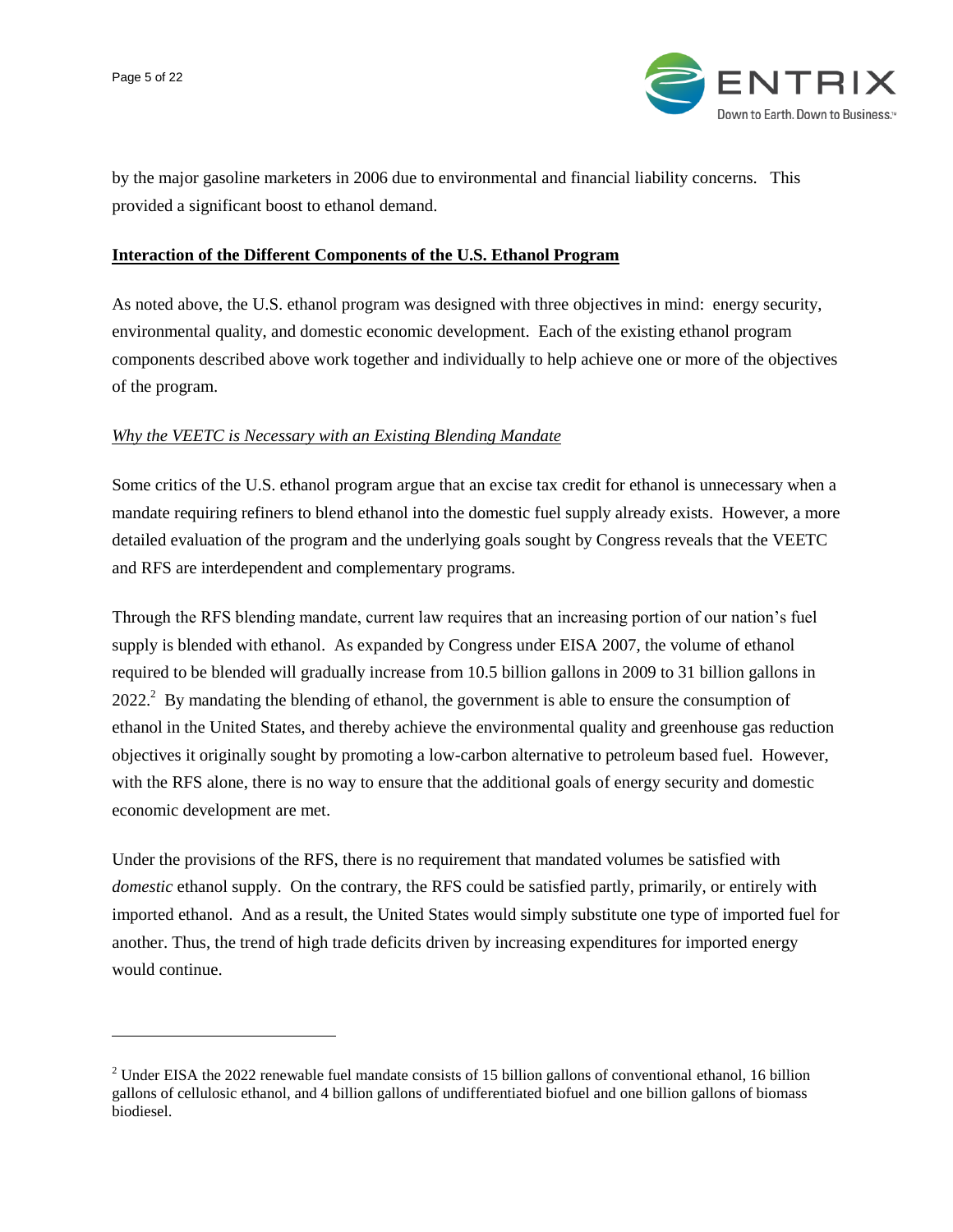by the major gasoline marketers in 2006 due to environmental and financial liability concerns. This provided a significant boost to ethanol demand.

## Interaction of the Different Components of the U.S. Ethanol Program

As noted above, the U.S. ethanol program was designed with three objectives in mind: energy security, environmental quality, and domestic economic development. Each of the existing ethanol program components described above work together and individually to help achieve one or more of the objectives of the program.

### *Why the VEETC is Necessary with an Existing Blending Mandate*

Some critics of the U.S. ethanol program argue that an excise tax credit for ethanol is unnecessary when a mandate requiring refiners to blend ethanol into the domestic fuel supply already exists. However, a more detailed evaluation of the program and the underlying goals sought by Congress reveals that the VEETC and RFS are interdependent and complementary programs.

Through the RFS blending mandate, current law requires that an increasing portion of our nation's fuel supply is blended with ethanol. As expanded by Congress under EISA 2007, the volume of ethanol required to be blended will gradually increase from 10.5 billion gallons in 2009 to 31 billion gallons in 2022.[2] By mandating the blending of ethanol, the government is able to ensure the consumption of ethanol in the United States, and thereby achieve the environmental quality and greenhouse gas reduction objectives it originally sought by promoting a low-carbon alternative to petroleum based fuel. However, with the RFS alone, there is no way to ensure that the additional goals of energy security and domestic economic development are met.

Under the provisions of the RFS, there is no requirement that mandated volumes be satisfied with *domestic* ethanol supply. On the contrary, the RFS could be satisfied partly, primarily, or entirely with imported ethanol. And as a result, the United States would simply substitute one type of imported fuel for another. Thus, the trend of high trade deficits driven by increasing expenditures for imported energy would continue.

---

[2] Under EISA the 2022 renewable fuel mandate consists of 15 billion gallons of conventional ethanol, 16 billion gallons of cellulosic ethanol, and 4 billion gallons of undifferentiated biofuel and one billion gallons of biomass biodiesel.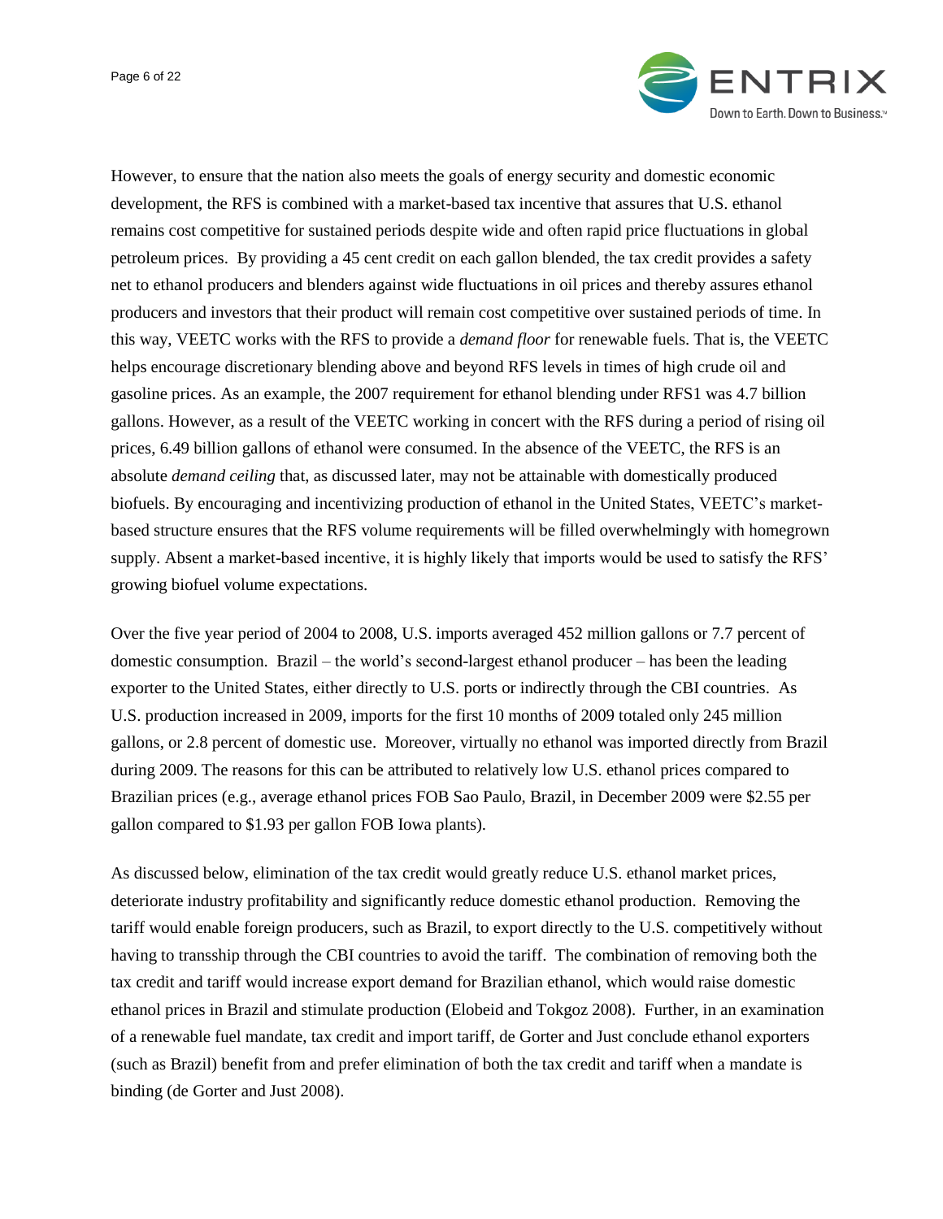However, to ensure that the nation also meets the goals of energy security and domestic economic development, the RFS is combined with a market-based tax incentive that assures that U.S. ethanol remains cost competitive for sustained periods despite wide and often rapid price fluctuations in global petroleum prices. By providing a 45 cent credit on each gallon blended, the tax credit provides a safety net to ethanol producers and blenders against wide fluctuations in oil prices and thereby assures ethanol producers and investors that their product will remain cost competitive over sustained periods of time. In this way, VEETC works with the RFS to provide a *demand floor* for renewable fuels. That is, the VEETC helps encourage discretionary blending above and beyond RFS levels in times of high crude oil and gasoline prices. As an example, the 2007 requirement for ethanol blending under RFS1 was 4.7 billion gallons. However, as a result of the VEETC working in concert with the RFS during a period of rising oil prices, 6.49 billion gallons of ethanol were consumed. In the absence of the VEETC, the RFS is an absolute *demand ceiling* that, as discussed later, may not be attainable with domestically produced biofuels. By encouraging and incentivizing production of ethanol in the United States, VEETC's market-based structure ensures that the RFS volume requirements will be filled overwhelmingly with homegrown supply. Absent a market-based incentive, it is highly likely that imports would be used to satisfy the RFS' growing biofuel volume expectations.

Over the five year period of 2004 to 2008, U.S. imports averaged 452 million gallons or 7.7 percent of domestic consumption. Brazil – the world's second-largest ethanol producer – has been the leading exporter to the United States, either directly to U.S. ports or indirectly through the CBI countries. As U.S. production increased in 2009, imports for the first 10 months of 2009 totaled only 245 million gallons, or 2.8 percent of domestic use. Moreover, virtually no ethanol was imported directly from Brazil during 2009. The reasons for this can be attributed to relatively low U.S. ethanol prices compared to Brazilian prices (e.g., average ethanol prices FOB Sao Paulo, Brazil, in December 2009 were $2.55 per gallon compared to $1.93 per gallon FOB Iowa plants).

As discussed below, elimination of the tax credit would greatly reduce U.S. ethanol market prices, deteriorate industry profitability and significantly reduce domestic ethanol production. Removing the tariff would enable foreign producers, such as Brazil, to export directly to the U.S. competitively without having to transship through the CBI countries to avoid the tariff. The combination of removing both the tax credit and tariff would increase export demand for Brazilian ethanol, which would raise domestic ethanol prices in Brazil and stimulate production (Elobeid and Tokgoz 2008). Further, in an examination of a renewable fuel mandate, tax credit and import tariff, de Gorter and Just conclude ethanol exporters (such as Brazil) benefit from and prefer elimination of both the tax credit and tariff when a mandate is binding (de Gorter and Just 2008).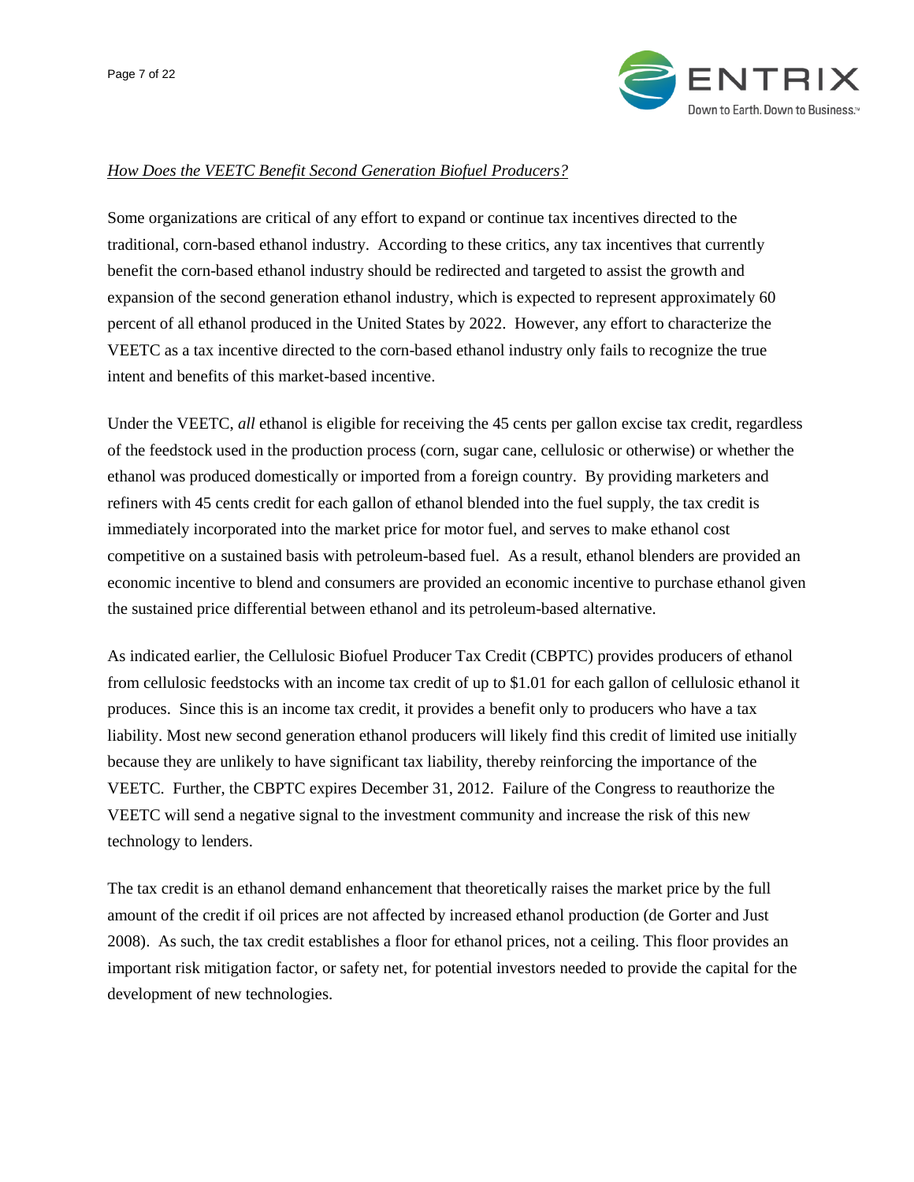*How Does the VEETC Benefit Second Generation Biofuel Producers?*

Some organizations are critical of any effort to expand or continue tax incentives directed to the traditional, corn-based ethanol industry. According to these critics, any tax incentives that currently benefit the corn-based ethanol industry should be redirected and targeted to assist the growth and expansion of the second generation ethanol industry, which is expected to represent approximately 60 percent of all ethanol produced in the United States by 2022. However, any effort to characterize the VEETC as a tax incentive directed to the corn-based ethanol industry only fails to recognize the true intent and benefits of this market-based incentive.

Under the VEETC, *all* ethanol is eligible for receiving the 45 cents per gallon excise tax credit, regardless of the feedstock used in the production process (corn, sugar cane, cellulosic or otherwise) or whether the ethanol was produced domestically or imported from a foreign country. By providing marketers and refiners with 45 cents credit for each gallon of ethanol blended into the fuel supply, the tax credit is immediately incorporated into the market price for motor fuel, and serves to make ethanol cost competitive on a sustained basis with petroleum-based fuel. As a result, ethanol blenders are provided an economic incentive to blend and consumers are provided an economic incentive to purchase ethanol given the sustained price differential between ethanol and its petroleum-based alternative.

As indicated earlier, the Cellulosic Biofuel Producer Tax Credit (CBPTC) provides producers of ethanol from cellulosic feedstocks with an income tax credit of up to $1.01 for each gallon of cellulosic ethanol it produces. Since this is an income tax credit, it provides a benefit only to producers who have a tax liability. Most new second generation ethanol producers will likely find this credit of limited use initially because they are unlikely to have significant tax liability, thereby reinforcing the importance of the VEETC. Further, the CBPTC expires December 31, 2012. Failure of the Congress to reauthorize the VEETC will send a negative signal to the investment community and increase the risk of this new technology to lenders.

The tax credit is an ethanol demand enhancement that theoretically raises the market price by the full amount of the credit if oil prices are not affected by increased ethanol production (de Gorter and Just 2008). As such, the tax credit establishes a floor for ethanol prices, not a ceiling. This floor provides an important risk mitigation factor, or safety net, for potential investors needed to provide the capital for the development of new technologies.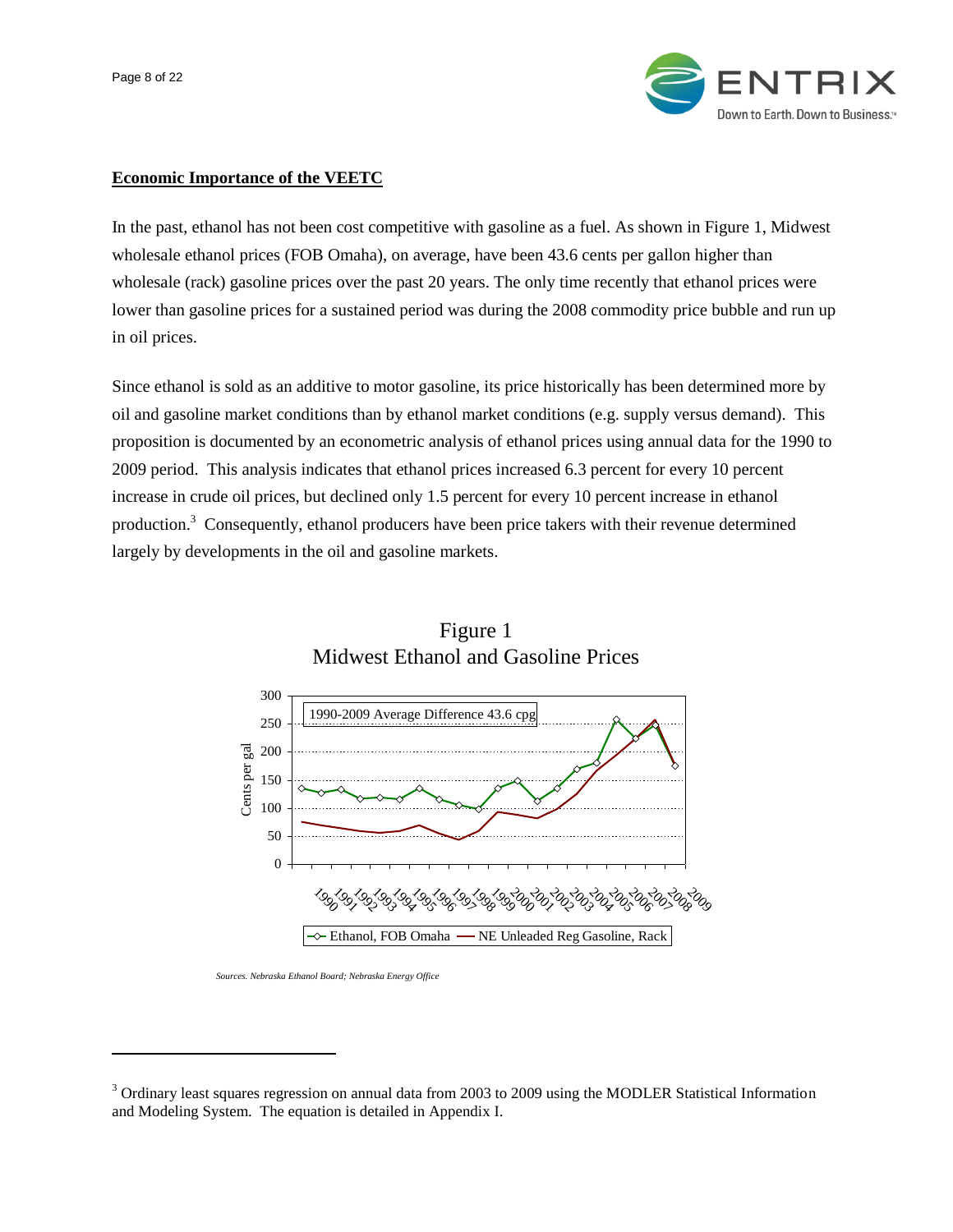## Economic Importance of the VEETC

In the past, ethanol has not been cost competitive with gasoline as a fuel. As shown in Figure 1, Midwest wholesale ethanol prices (FOB Omaha), on average, have been 43.6 cents per gallon higher than wholesale (rack) gasoline prices over the past 20 years. The only time recently that ethanol prices were lower than gasoline prices for a sustained period was during the 2008 commodity price bubble and run up in oil prices.

Since ethanol is sold as an additive to motor gasoline, its price historically has been determined more by oil and gasoline market conditions than by ethanol market conditions (e.g. supply versus demand). This proposition is documented by an econometric analysis of ethanol prices using annual data for the 1990 to 2009 period. This analysis indicates that ethanol prices increased 6.3 percent for every 10 percent increase in crude oil prices, but declined only 1.5 percent for every 10 percent increase in ethanol production.[3] Consequently, ethanol producers have been price takers with their revenue determined largely by developments in the oil and gasoline markets.

Figure 1
Midwest Ethanol and Gasoline Prices

Sources. Nebraska Ethanol Board; Nebraska Energy Office

[3] Ordinary least squares regression on annual data from 2003 to 2009 using the MODLER Statistical Information and Modeling System. The equation is detailed in Appendix I.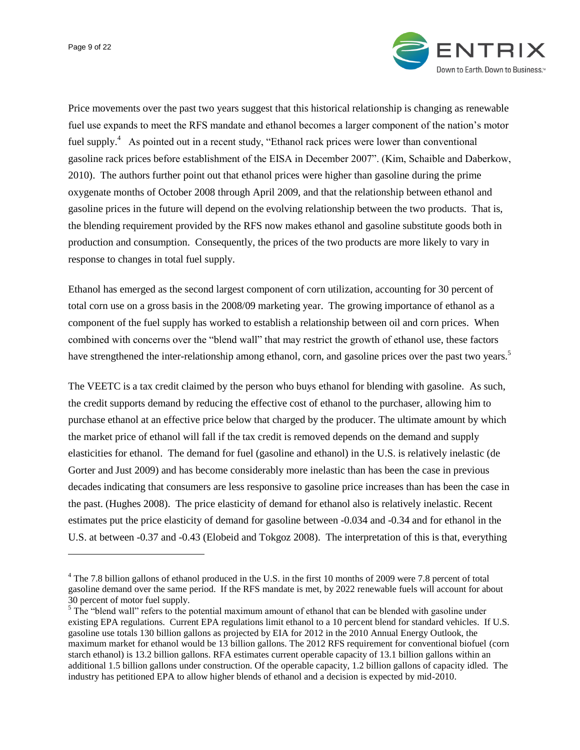Price movements over the past two years suggest that this historical relationship is changing as renewable fuel use expands to meet the RFS mandate and ethanol becomes a larger component of the nation's motor fuel supply.[4] As pointed out in a recent study, "Ethanol rack prices were lower than conventional gasoline rack prices before establishment of the EISA in December 2007". (Kim, Schaible and Daberkow, 2010). The authors further point out that ethanol prices were higher than gasoline during the prime oxygenate months of October 2008 through April 2009, and that the relationship between ethanol and gasoline prices in the future will depend on the evolving relationship between the two products. That is, the blending requirement provided by the RFS now makes ethanol and gasoline substitute goods both in production and consumption. Consequently, the prices of the two products are more likely to vary in response to changes in total fuel supply.

Ethanol has emerged as the second largest component of corn utilization, accounting for 30 percent of total corn use on a gross basis in the 2008/09 marketing year. The growing importance of ethanol as a component of the fuel supply has worked to establish a relationship between oil and corn prices. When combined with concerns over the "blend wall" that may restrict the growth of ethanol use, these factors have strengthened the inter-relationship among ethanol, corn, and gasoline prices over the past two years.[5]

The VEETC is a tax credit claimed by the person who buys ethanol for blending with gasoline. As such, the credit supports demand by reducing the effective cost of ethanol to the purchaser, allowing him to purchase ethanol at an effective price below that charged by the producer. The ultimate amount by which the market price of ethanol will fall if the tax credit is removed depends on the demand and supply elasticities for ethanol. The demand for fuel (gasoline and ethanol) in the U.S. is relatively inelastic (de Gorter and Just 2009) and has become considerably more inelastic than has been the case in previous decades indicating that consumers are less responsive to gasoline price increases than has been the case in the past. (Hughes 2008). The price elasticity of demand for ethanol also is relatively inelastic. Recent estimates put the price elasticity of demand for gasoline between -0.034 and -0.34 and for ethanol in the U.S. at between -0.37 and -0.43 (Elobeid and Tokgoz 2008). The interpretation of this is that, everything

---

[4] The 7.8 billion gallons of ethanol produced in the U.S. in the first 10 months of 2009 were 7.8 percent of total gasoline demand over the same period. If the RFS mandate is met, by 2022 renewable fuels will account for about 30 percent of motor fuel supply.

[5] The "blend wall" refers to the potential maximum amount of ethanol that can be blended with gasoline under existing EPA regulations. Current EPA regulations limit ethanol to a 10 percent blend for standard vehicles. If U.S. gasoline use totals 130 billion gallons as projected by EIA for 2012 in the 2010 Annual Energy Outlook, the maximum market for ethanol would be 13 billion gallons. The 2012 RFS requirement for conventional biofuel (corn starch ethanol) is 13.2 billion gallons. RFA estimates current operable capacity of 13.1 billion gallons within an additional 1.5 billion gallons under construction. Of the operable capacity, 1.2 billion gallons of capacity idled. The industry has petitioned EPA to allow higher blends of ethanol and a decision is expected by mid-2010.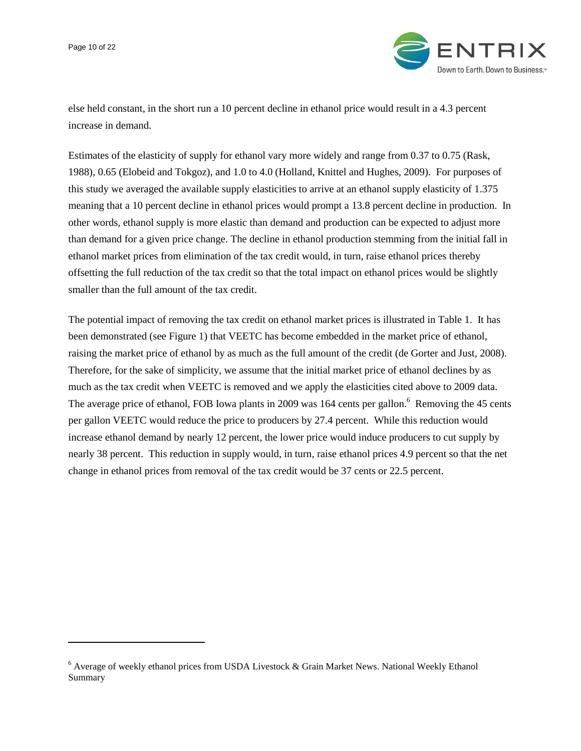else held constant, in the short run a 10 percent decline in ethanol price would result in a 4.3 percent increase in demand.

Estimates of the elasticity of supply for ethanol vary more widely and range from 0.37 to 0.75 (Rask, 1988), 0.65 (Elobeid and Tokgoz), and 1.0 to 4.0 (Holland, Knittel and Hughes, 2009). For purposes of this study we averaged the available supply elasticities to arrive at an ethanol supply elasticity of 1.375 meaning that a 10 percent decline in ethanol prices would prompt a 13.8 percent decline in production. In other words, ethanol supply is more elastic than demand and production can be expected to adjust more than demand for a given price change. The decline in ethanol production stemming from the initial fall in ethanol market prices from elimination of the tax credit would, in turn, raise ethanol prices thereby offsetting the full reduction of the tax credit so that the total impact on ethanol prices would be slightly smaller than the full amount of the tax credit.

The potential impact of removing the tax credit on ethanol market prices is illustrated in Table 1. It has been demonstrated (see Figure 1) that VEETC has become embedded in the market price of ethanol, raising the market price of ethanol by as much as the full amount of the credit (de Gorter and Just, 2008). Therefore, for the sake of simplicity, we assume that the initial market price of ethanol declines by as much as the tax credit when VEETC is removed and we apply the elasticities cited above to 2009 data. The average price of ethanol, FOB Iowa plants in 2009 was 164 cents per gallon.[6] Removing the 45 cents per gallon VEETC would reduce the price to producers by 27.4 percent. While this reduction would increase ethanol demand by nearly 12 percent, the lower price would induce producers to cut supply by nearly 38 percent. This reduction in supply would, in turn, raise ethanol prices 4.9 percent so that the net change in ethanol prices from removal of the tax credit would be 37 cents or 22.5 percent.

---

[6] Average of weekly ethanol prices from USDA Livestock & Grain Market News. National Weekly Ethanol Summary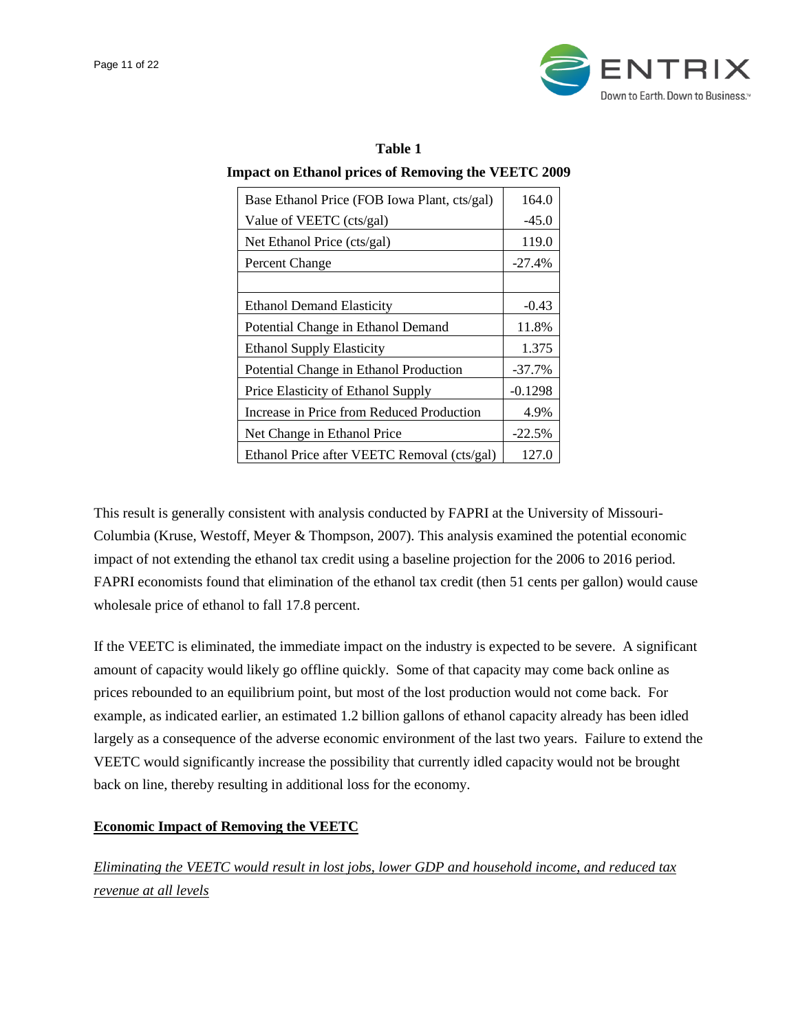**Table 1**

**Impact on Ethanol prices of Removing the VEETC 2009**

| | |
|---|---|
| Base Ethanol Price (FOB Iowa Plant, cts/gal) | 164.0 |
| Value of VEETC (cts/gal) | -45.0 |
| Net Ethanol Price (cts/gal) | 119.0 |
| Percent Change | -27.4% |
| | |
| Ethanol Demand Elasticity | -0.43 |
| Potential Change in Ethanol Demand | 11.8% |
| Ethanol Supply Elasticity | 1.375 |
| Potential Change in Ethanol Production | -37.7% |
| Price Elasticity of Ethanol Supply | -0.1298 |
| Increase in Price from Reduced Production | 4.9% |
| Net Change in Ethanol Price | -22.5% |
| Ethanol Price after VEETC Removal (cts/gal) | 127.0 |

This result is generally consistent with analysis conducted by FAPRI at the University of Missouri-Columbia (Kruse, Westoff, Meyer & Thompson, 2007). This analysis examined the potential economic impact of not extending the ethanol tax credit using a baseline projection for the 2006 to 2016 period. FAPRI economists found that elimination of the ethanol tax credit (then 51 cents per gallon) would cause wholesale price of ethanol to fall 17.8 percent.

If the VEETC is eliminated, the immediate impact on the industry is expected to be severe. A significant amount of capacity would likely go offline quickly. Some of that capacity may come back online as prices rebounded to an equilibrium point, but most of the lost production would not come back. For example, as indicated earlier, an estimated 1.2 billion gallons of ethanol capacity already has been idled largely as a consequence of the adverse economic environment of the last two years. Failure to extend the VEETC would significantly increase the possibility that currently idled capacity would not be brought back on line, thereby resulting in additional loss for the economy.

## Economic Impact of Removing the VEETC

*Eliminating the VEETC would result in lost jobs, lower GDP and household income, and reduced tax revenue at all levels*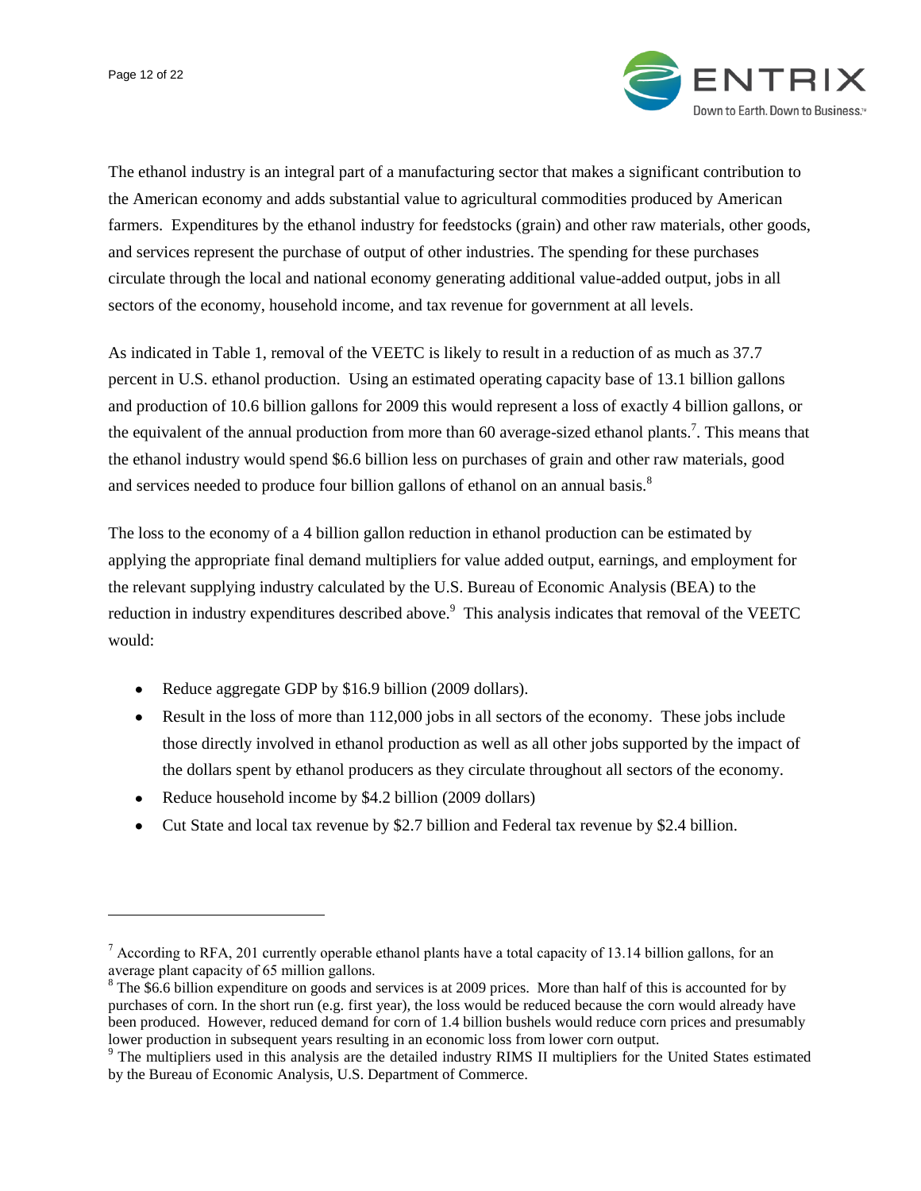The ethanol industry is an integral part of a manufacturing sector that makes a significant contribution to the American economy and adds substantial value to agricultural commodities produced by American farmers. Expenditures by the ethanol industry for feedstocks (grain) and other raw materials, other goods, and services represent the purchase of output of other industries. The spending for these purchases circulate through the local and national economy generating additional value-added output, jobs in all sectors of the economy, household income, and tax revenue for government at all levels.

As indicated in Table 1, removal of the VEETC is likely to result in a reduction of as much as 37.7 percent in U.S. ethanol production. Using an estimated operating capacity base of 13.1 billion gallons and production of 10.6 billion gallons for 2009 this would represent a loss of exactly 4 billion gallons, or the equivalent of the annual production from more than 60 average-sized ethanol plants.[7]. This means that the ethanol industry would spend $6.6 billion less on purchases of grain and other raw materials, good and services needed to produce four billion gallons of ethanol on an annual basis.[8]

The loss to the economy of a 4 billion gallon reduction in ethanol production can be estimated by applying the appropriate final demand multipliers for value added output, earnings, and employment for the relevant supplying industry calculated by the U.S. Bureau of Economic Analysis (BEA) to the reduction in industry expenditures described above.[9] This analysis indicates that removal of the VEETC would:

- Reduce aggregate GDP by $16.9 billion (2009 dollars).
- Result in the loss of more than 112,000 jobs in all sectors of the economy. These jobs include those directly involved in ethanol production as well as all other jobs supported by the impact of the dollars spent by ethanol producers as they circulate throughout all sectors of the economy.
- Reduce household income by $4.2 billion (2009 dollars)
- Cut State and local tax revenue by $2.7 billion and Federal tax revenue by $2.4 billion.

---

[7] According to RFA, 201 currently operable ethanol plants have a total capacity of 13.14 billion gallons, for an average plant capacity of 65 million gallons.

[8] The $6.6 billion expenditure on goods and services is at 2009 prices. More than half of this is accounted for by purchases of corn. In the short run (e.g. first year), the loss would be reduced because the corn would already have been produced. However, reduced demand for corn of 1.4 billion bushels would reduce corn prices and presumably lower production in subsequent years resulting in an economic loss from lower corn output.

[9] The multipliers used in this analysis are the detailed industry RIMS II multipliers for the United States estimated by the Bureau of Economic Analysis, U.S. Department of Commerce.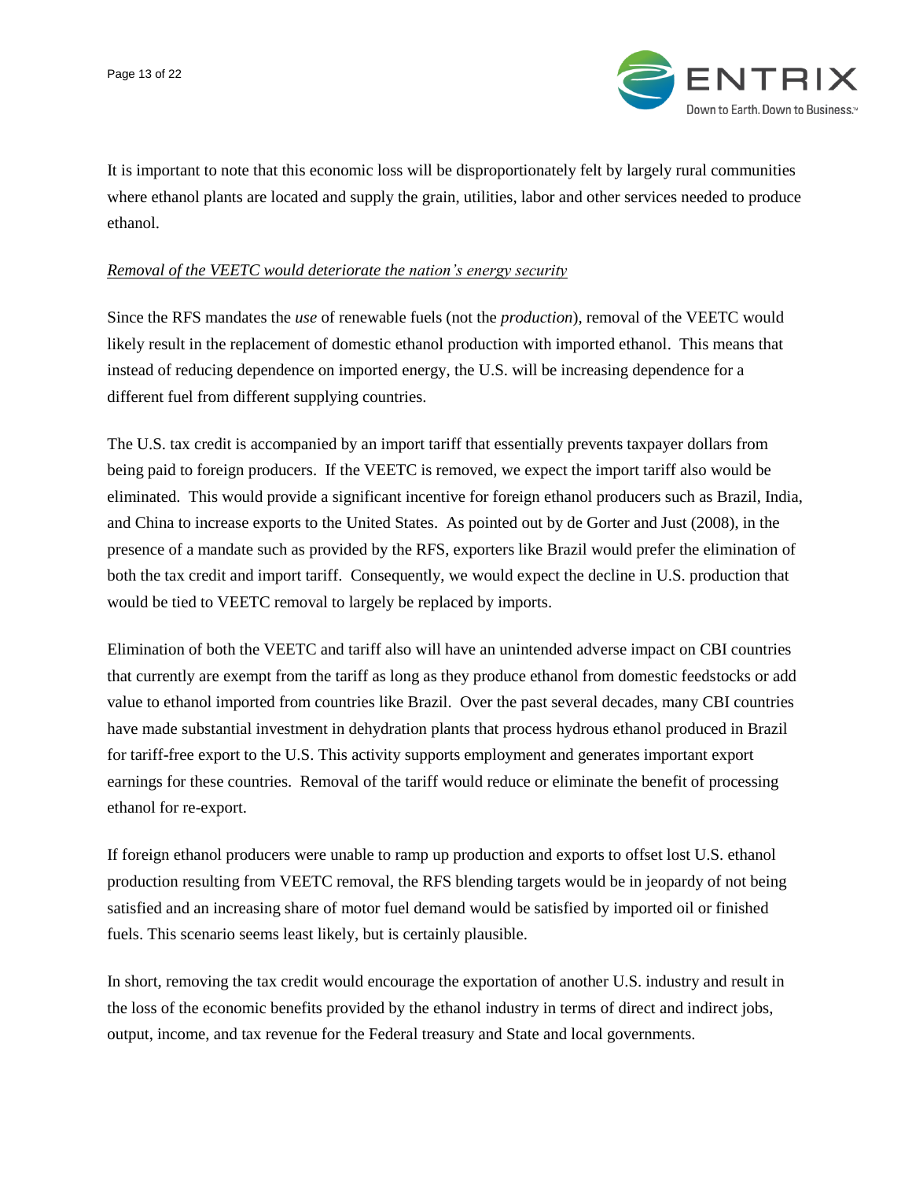It is important to note that this economic loss will be disproportionately felt by largely rural communities where ethanol plants are located and supply the grain, utilities, labor and other services needed to produce ethanol.

*Removal of the VEETC would deteriorate the nation's energy security*

Since the RFS mandates the *use* of renewable fuels (not the *production*), removal of the VEETC would likely result in the replacement of domestic ethanol production with imported ethanol. This means that instead of reducing dependence on imported energy, the U.S. will be increasing dependence for a different fuel from different supplying countries.

The U.S. tax credit is accompanied by an import tariff that essentially prevents taxpayer dollars from being paid to foreign producers. If the VEETC is removed, we expect the import tariff also would be eliminated. This would provide a significant incentive for foreign ethanol producers such as Brazil, India, and China to increase exports to the United States. As pointed out by de Gorter and Just (2008), in the presence of a mandate such as provided by the RFS, exporters like Brazil would prefer the elimination of both the tax credit and import tariff. Consequently, we would expect the decline in U.S. production that would be tied to VEETC removal to largely be replaced by imports.

Elimination of both the VEETC and tariff also will have an unintended adverse impact on CBI countries that currently are exempt from the tariff as long as they produce ethanol from domestic feedstocks or add value to ethanol imported from countries like Brazil. Over the past several decades, many CBI countries have made substantial investment in dehydration plants that process hydrous ethanol produced in Brazil for tariff-free export to the U.S. This activity supports employment and generates important export earnings for these countries. Removal of the tariff would reduce or eliminate the benefit of processing ethanol for re-export.

If foreign ethanol producers were unable to ramp up production and exports to offset lost U.S. ethanol production resulting from VEETC removal, the RFS blending targets would be in jeopardy of not being satisfied and an increasing share of motor fuel demand would be satisfied by imported oil or finished fuels. This scenario seems least likely, but is certainly plausible.

In short, removing the tax credit would encourage the exportation of another U.S. industry and result in the loss of the economic benefits provided by the ethanol industry in terms of direct and indirect jobs, output, income, and tax revenue for the Federal treasury and State and local governments.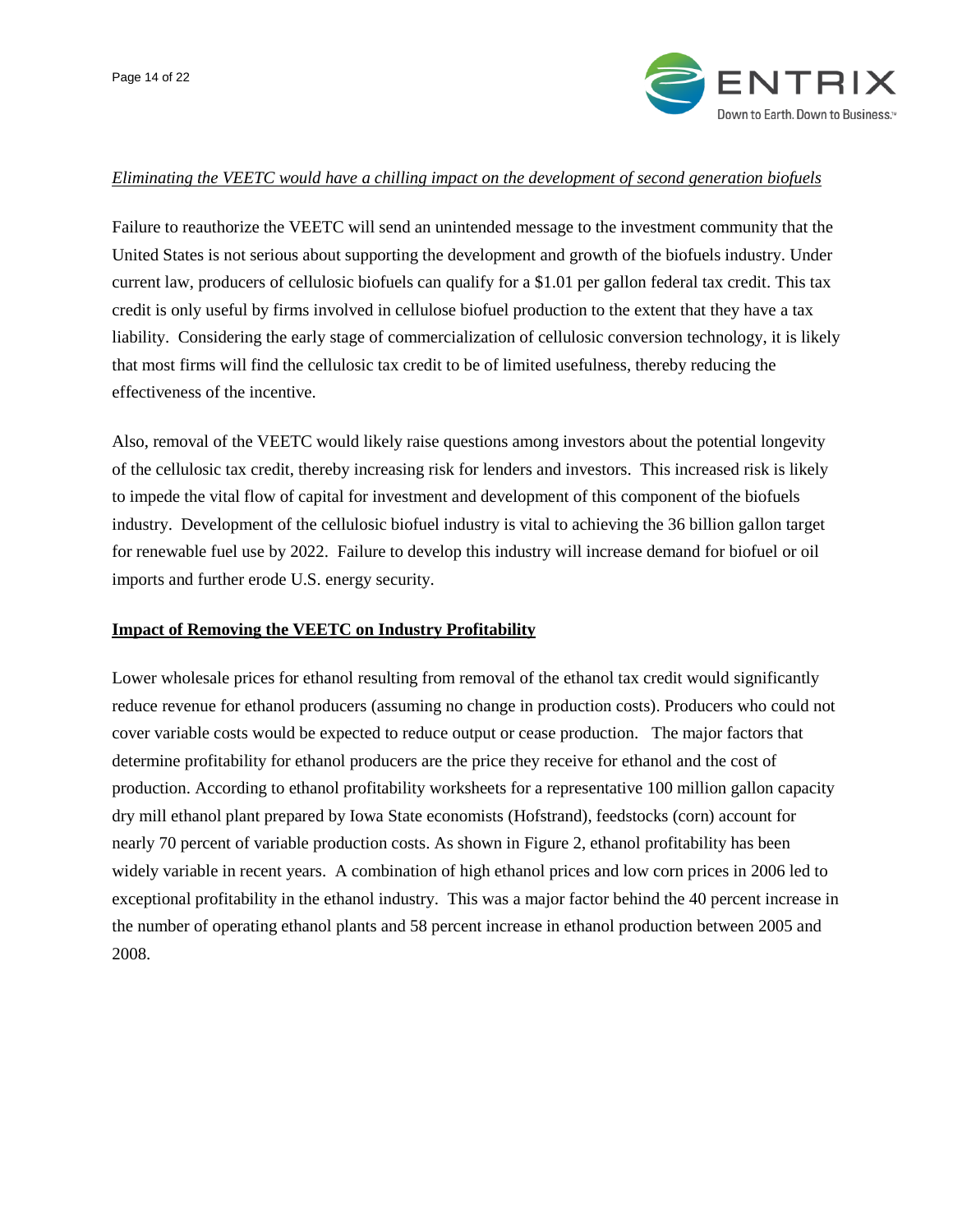*Eliminating the VEETC would have a chilling impact on the development of second generation biofuels*

Failure to reauthorize the VEETC will send an unintended message to the investment community that the United States is not serious about supporting the development and growth of the biofuels industry. Under current law, producers of cellulosic biofuels can qualify for a $1.01 per gallon federal tax credit. This tax credit is only useful by firms involved in cellulose biofuel production to the extent that they have a tax liability. Considering the early stage of commercialization of cellulosic conversion technology, it is likely that most firms will find the cellulosic tax credit to be of limited usefulness, thereby reducing the effectiveness of the incentive.

Also, removal of the VEETC would likely raise questions among investors about the potential longevity of the cellulosic tax credit, thereby increasing risk for lenders and investors. This increased risk is likely to impede the vital flow of capital for investment and development of this component of the biofuels industry. Development of the cellulosic biofuel industry is vital to achieving the 36 billion gallon target for renewable fuel use by 2022. Failure to develop this industry will increase demand for biofuel or oil imports and further erode U.S. energy security.

## Impact of Removing the VEETC on Industry Profitability

Lower wholesale prices for ethanol resulting from removal of the ethanol tax credit would significantly reduce revenue for ethanol producers (assuming no change in production costs). Producers who could not cover variable costs would be expected to reduce output or cease production. The major factors that determine profitability for ethanol producers are the price they receive for ethanol and the cost of production. According to ethanol profitability worksheets for a representative 100 million gallon capacity dry mill ethanol plant prepared by Iowa State economists (Hofstrand), feedstocks (corn) account for nearly 70 percent of variable production costs. As shown in Figure 2, ethanol profitability has been widely variable in recent years. A combination of high ethanol prices and low corn prices in 2006 led to exceptional profitability in the ethanol industry. This was a major factor behind the 40 percent increase in the number of operating ethanol plants and 58 percent increase in ethanol production between 2005 and 2008.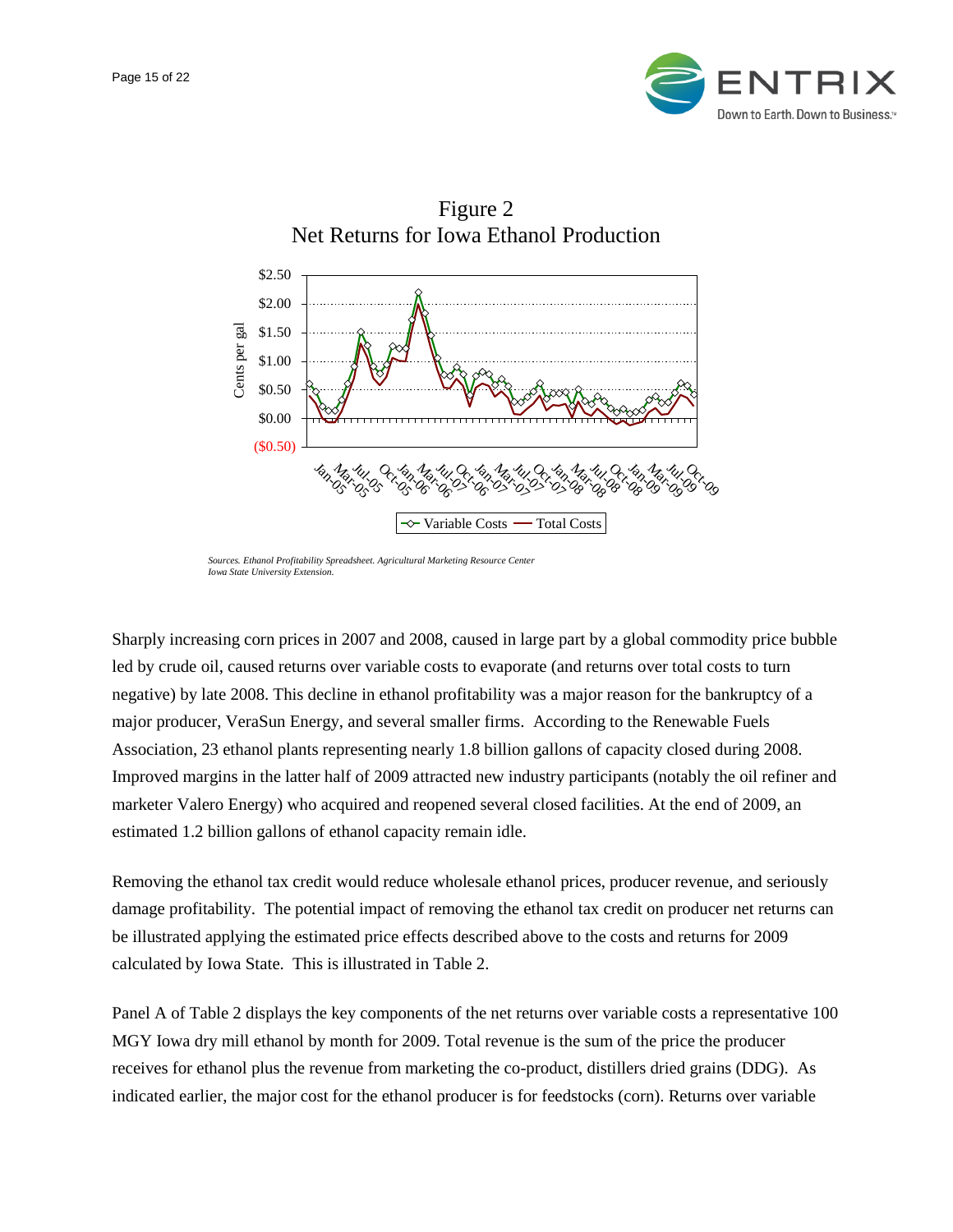Figure 2
Net Returns for Iowa Ethanol Production

*Sources. Ethanol Profitability Spreadsheet. Agricultural Marketing Resource Center Iowa State University Extension.*

Sharply increasing corn prices in 2007 and 2008, caused in large part by a global commodity price bubble led by crude oil, caused returns over variable costs to evaporate (and returns over total costs to turn negative) by late 2008. This decline in ethanol profitability was a major reason for the bankruptcy of a major producer, VeraSun Energy, and several smaller firms. According to the Renewable Fuels Association, 23 ethanol plants representing nearly 1.8 billion gallons of capacity closed during 2008. Improved margins in the latter half of 2009 attracted new industry participants (notably the oil refiner and marketer Valero Energy) who acquired and reopened several closed facilities. At the end of 2009, an estimated 1.2 billion gallons of ethanol capacity remain idle.

Removing the ethanol tax credit would reduce wholesale ethanol prices, producer revenue, and seriously damage profitability. The potential impact of removing the ethanol tax credit on producer net returns can be illustrated applying the estimated price effects described above to the costs and returns for 2009 calculated by Iowa State. This is illustrated in Table 2.

Panel A of Table 2 displays the key components of the net returns over variable costs a representative 100 MGY Iowa dry mill ethanol by month for 2009. Total revenue is the sum of the price the producer receives for ethanol plus the revenue from marketing the co-product, distillers dried grains (DDG). As indicated earlier, the major cost for the ethanol producer is for feedstocks (corn). Returns over variable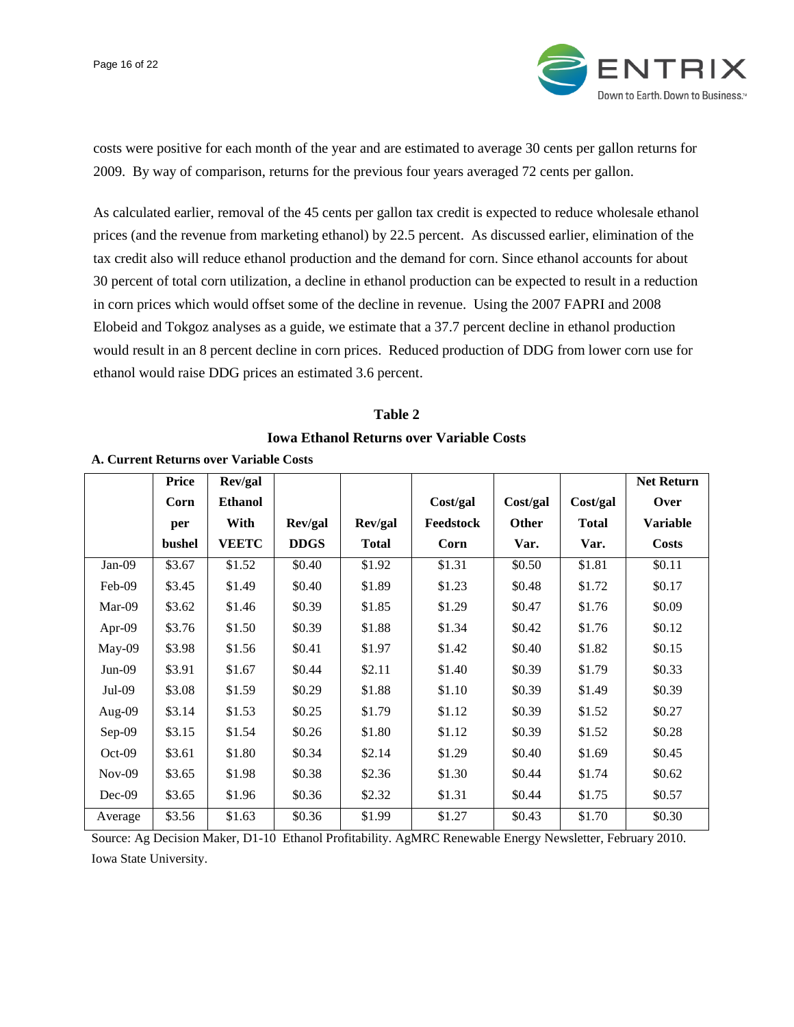costs were positive for each month of the year and are estimated to average 30 cents per gallon returns for 2009. By way of comparison, returns for the previous four years averaged 72 cents per gallon.

As calculated earlier, removal of the 45 cents per gallon tax credit is expected to reduce wholesale ethanol prices (and the revenue from marketing ethanol) by 22.5 percent. As discussed earlier, elimination of the tax credit also will reduce ethanol production and the demand for corn. Since ethanol accounts for about 30 percent of total corn utilization, a decline in ethanol production can be expected to result in a reduction in corn prices which would offset some of the decline in revenue. Using the 2007 FAPRI and 2008 Elobeid and Tokgoz analyses as a guide, we estimate that a 37.7 percent decline in ethanol production would result in an 8 percent decline in corn prices. Reduced production of DDG from lower corn use for ethanol would raise DDG prices an estimated 3.6 percent.

**Table 2**

**Iowa Ethanol Returns over Variable Costs**

**A. Current Returns over Variable Costs**

| | Price Corn per bushel | Rev/gal Ethanol With VEETC | Rev/gal DDGS | Rev/gal Total | Cost/gal Feedstock Corn | Cost/gal Other Var. | Cost/gal Total Var. | Net Return Over Variable Costs |
|---|---|---|---|---|---|---|---|---|
| Jan-09 | $3.67 | $1.52 | $0.40 | $1.92 | $1.31 | $0.50 | $1.81 | $0.11 |
| Feb-09 | $3.45 | $1.49 | $0.40 | $1.89 | $1.23 | $0.48 | $1.72 | $0.17 |
| Mar-09 | $3.62 | $1.46 | $0.39 | $1.85 | $1.29 | $0.47 | $1.76 | $0.09 |
| Apr-09 | $3.76 | $1.50 | $0.39 | $1.88 | $1.34 | $0.42 | $1.76 | $0.12 |
| May-09 | $3.98 | $1.56 | $0.41 | $1.97 | $1.42 | $0.40 | $1.82 | $0.15 |
| Jun-09 | $3.91 | $1.67 | $0.44 | $2.11 | $1.40 | $0.39 | $1.79 | $0.33 |
| Jul-09 | $3.08 | $1.59 | $0.29 | $1.88 | $1.10 | $0.39 | $1.49 | $0.39 |
| Aug-09 | $3.14 | $1.53 | $0.25 | $1.79 | $1.12 | $0.39 | $1.52 | $0.27 |
| Sep-09 | $3.15 | $1.54 | $0.26 | $1.80 | $1.12 | $0.39 | $1.52 | $0.28 |
| Oct-09 | $3.61 | $1.80 | $0.34 | $2.14 | $1.29 | $0.40 | $1.69 | $0.45 |
| Nov-09 | $3.65 | $1.98 | $0.38 | $2.36 | $1.30 | $0.44 | $1.74 | $0.62 |
| Dec-09 | $3.65 | $1.96 | $0.36 | $2.32 | $1.31 | $0.44 | $1.75 | $0.57 |
| Average | $3.56 | $1.63 | $0.36 | $1.99 | $1.27 | $0.43 | $1.70 | $0.30 |

Source: Ag Decision Maker, D1-10 Ethanol Profitability. AgMRC Renewable Energy Newsletter, February 2010. Iowa State University.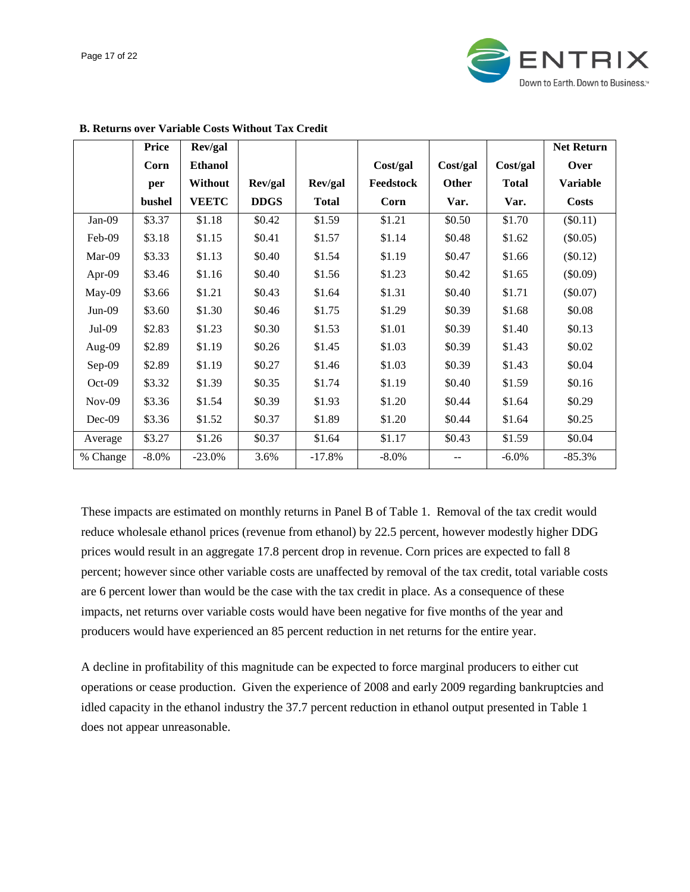**B. Returns over Variable Costs Without Tax Credit**

| | Price Corn per bushel | Rev/gal Ethanol Without VEETC | Rev/gal DDGS | Rev/gal Total | Cost/gal Feedstock Corn | Cost/gal Other Var. | Cost/gal Total Var. | Net Return Over Variable Costs |
|---|---|---|---|---|---|---|---|---|
| Jan-09 | $3.37 | $1.18 | $0.42 | $1.59 | $1.21 | $0.50 | $1.70 | ($0.11) |
| Feb-09 | $3.18 | $1.15 | $0.41 | $1.57 | $1.14 | $0.48 | $1.62 | ($0.05) |
| Mar-09 | $3.33 | $1.13 | $0.40 | $1.54 | $1.19 | $0.47 | $1.66 | ($0.12) |
| Apr-09 | $3.46 | $1.16 | $0.40 | $1.56 | $1.23 | $0.42 | $1.65 | ($0.09) |
| May-09 | $3.66 | $1.21 | $0.43 | $1.64 | $1.31 | $0.40 | $1.71 | ($0.07) |
| Jun-09 | $3.60 | $1.30 | $0.46 | $1.75 | $1.29 | $0.39 | $1.68 | $0.08 |
| Jul-09 | $2.83 | $1.23 | $0.30 | $1.53 | $1.01 | $0.39 | $1.40 | $0.13 |
| Aug-09 | $2.89 | $1.19 | $0.26 | $1.45 | $1.03 | $0.39 | $1.43 | $0.02 |
| Sep-09 | $2.89 | $1.19 | $0.27 | $1.46 | $1.03 | $0.39 | $1.43 | $0.04 |
| Oct-09 | $3.32 | $1.39 | $0.35 | $1.74 | $1.19 | $0.40 | $1.59 | $0.16 |
| Nov-09 | $3.36 | $1.54 | $0.39 | $1.93 | $1.20 | $0.44 | $1.64 | $0.29 |
| Dec-09 | $3.36 | $1.52 | $0.37 | $1.89 | $1.20 | $0.44 | $1.64 | $0.25 |
| Average | $3.27 | $1.26 | $0.37 | $1.64 | $1.17 | $0.43 | $1.59 | $0.04 |
| % Change | -8.0% | -23.0% | 3.6% | -17.8% | -8.0% | -- | -6.0% | -85.3% |

These impacts are estimated on monthly returns in Panel B of Table 1. Removal of the tax credit would reduce wholesale ethanol prices (revenue from ethanol) by 22.5 percent, however modestly higher DDG prices would result in an aggregate 17.8 percent drop in revenue. Corn prices are expected to fall 8 percent; however since other variable costs are unaffected by removal of the tax credit, total variable costs are 6 percent lower than would be the case with the tax credit in place. As a consequence of these impacts, net returns over variable costs would have been negative for five months of the year and producers would have experienced an 85 percent reduction in net returns for the entire year.

A decline in profitability of this magnitude can be expected to force marginal producers to either cut operations or cease production. Given the experience of 2008 and early 2009 regarding bankruptcies and idled capacity in the ethanol industry the 37.7 percent reduction in ethanol output presented in Table 1 does not appear unreasonable.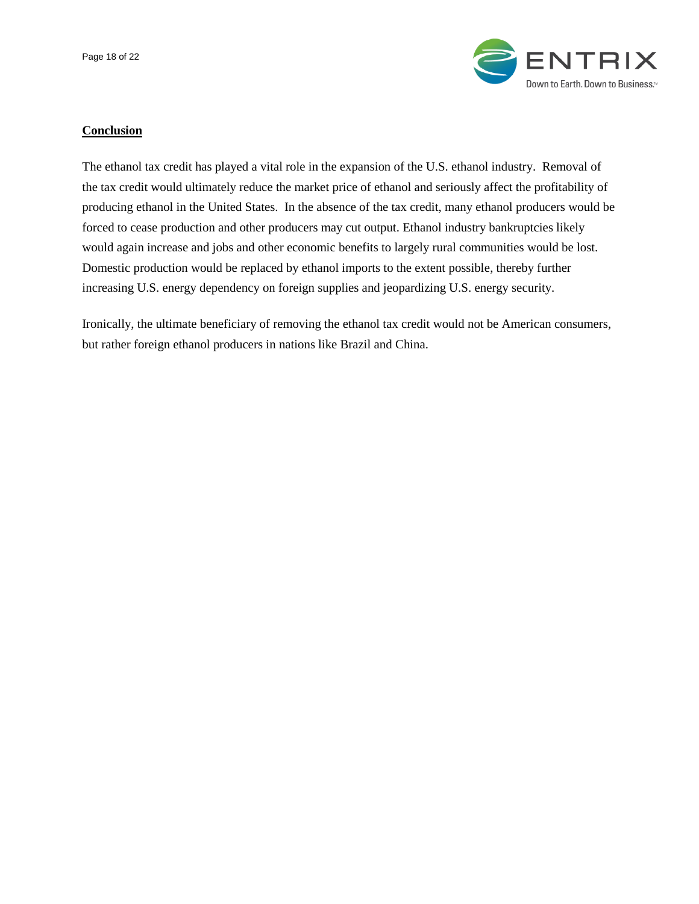## Conclusion

The ethanol tax credit has played a vital role in the expansion of the U.S. ethanol industry. Removal of the tax credit would ultimately reduce the market price of ethanol and seriously affect the profitability of producing ethanol in the United States. In the absence of the tax credit, many ethanol producers would be forced to cease production and other producers may cut output. Ethanol industry bankruptcies likely would again increase and jobs and other economic benefits to largely rural communities would be lost. Domestic production would be replaced by ethanol imports to the extent possible, thereby further increasing U.S. energy dependency on foreign supplies and jeopardizing U.S. energy security.

Ironically, the ultimate beneficiary of removing the ethanol tax credit would not be American consumers, but rather foreign ethanol producers in nations like Brazil and China.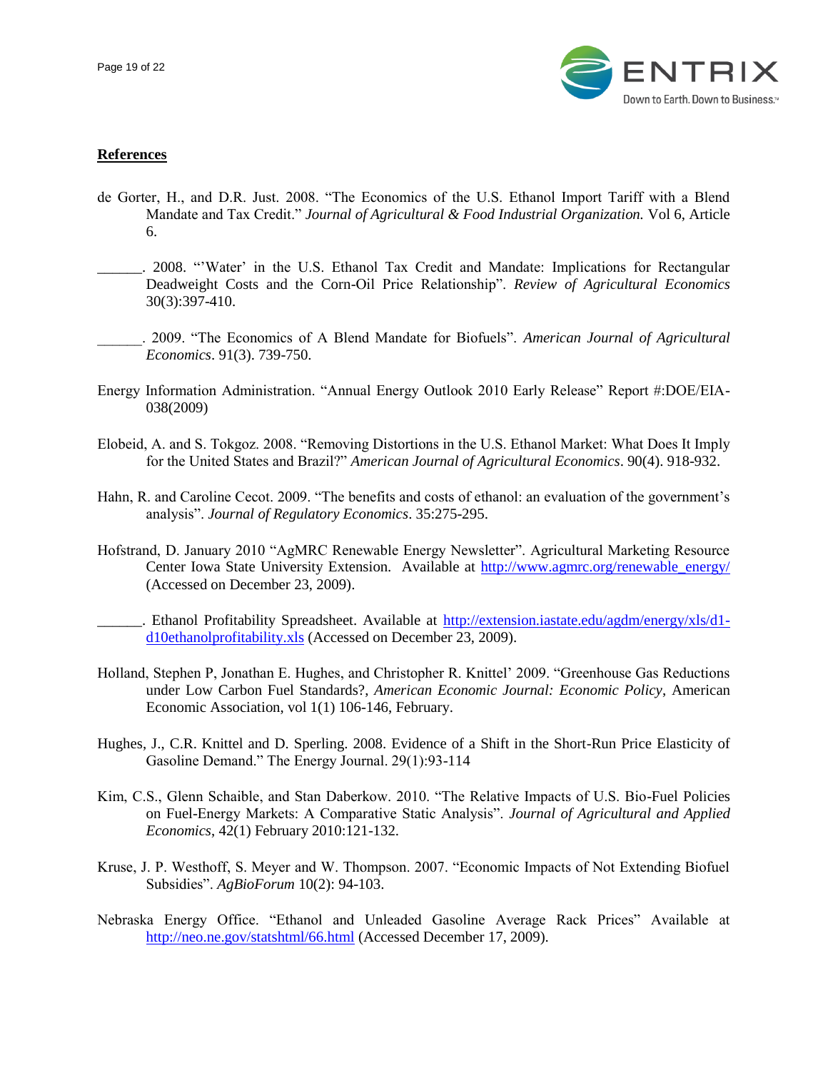## References

de Gorter, H., and D.R. Just. 2008. "The Economics of the U.S. Ethanol Import Tariff with a Blend Mandate and Tax Credit." *Journal of Agricultural & Food Industrial Organization.* Vol 6, Article 6.

______. 2008. "'Water' in the U.S. Ethanol Tax Credit and Mandate: Implications for Rectangular Deadweight Costs and the Corn-Oil Price Relationship". *Review of Agricultural Economics* 30(3):397-410.

______. 2009. "The Economics of A Blend Mandate for Biofuels". *American Journal of Agricultural Economics*. 91(3). 739-750.

Energy Information Administration. "Annual Energy Outlook 2010 Early Release" Report #:DOE/EIA-038(2009)

Elobeid, A. and S. Tokgoz. 2008. "Removing Distortions in the U.S. Ethanol Market: What Does It Imply for the United States and Brazil?" *American Journal of Agricultural Economics*. 90(4). 918-932.

Hahn, R. and Caroline Cecot. 2009. "The benefits and costs of ethanol: an evaluation of the government's analysis". *Journal of Regulatory Economics*. 35:275-295.

Hofstrand, D. January 2010 "AgMRC Renewable Energy Newsletter". Agricultural Marketing Resource Center Iowa State University Extension. Available at http://www.agmrc.org/renewable_energy/ (Accessed on December 23, 2009).

______. Ethanol Profitability Spreadsheet. Available at http://extension.iastate.edu/agdm/energy/xls/d1-d10ethanolprofitability.xls (Accessed on December 23, 2009).

Holland, Stephen P, Jonathan E. Hughes, and Christopher R. Knittel' 2009. "Greenhouse Gas Reductions under Low Carbon Fuel Standards?, *American Economic Journal: Economic Policy*, American Economic Association, vol 1(1) 106-146, February.

Hughes, J., C.R. Knittel and D. Sperling. 2008. Evidence of a Shift in the Short-Run Price Elasticity of Gasoline Demand." The Energy Journal. 29(1):93-114

Kim, C.S., Glenn Schaible, and Stan Daberkow. 2010. "The Relative Impacts of U.S. Bio-Fuel Policies on Fuel-Energy Markets: A Comparative Static Analysis". *Journal of Agricultural and Applied Economics*, 42(1) February 2010:121-132.

Kruse, J. P. Westhoff, S. Meyer and W. Thompson. 2007. "Economic Impacts of Not Extending Biofuel Subsidies". *AgBioForum* 10(2): 94-103.

Nebraska Energy Office. "Ethanol and Unleaded Gasoline Average Rack Prices" Available at http://neo.ne.gov/statshtml/66.html (Accessed December 17, 2009).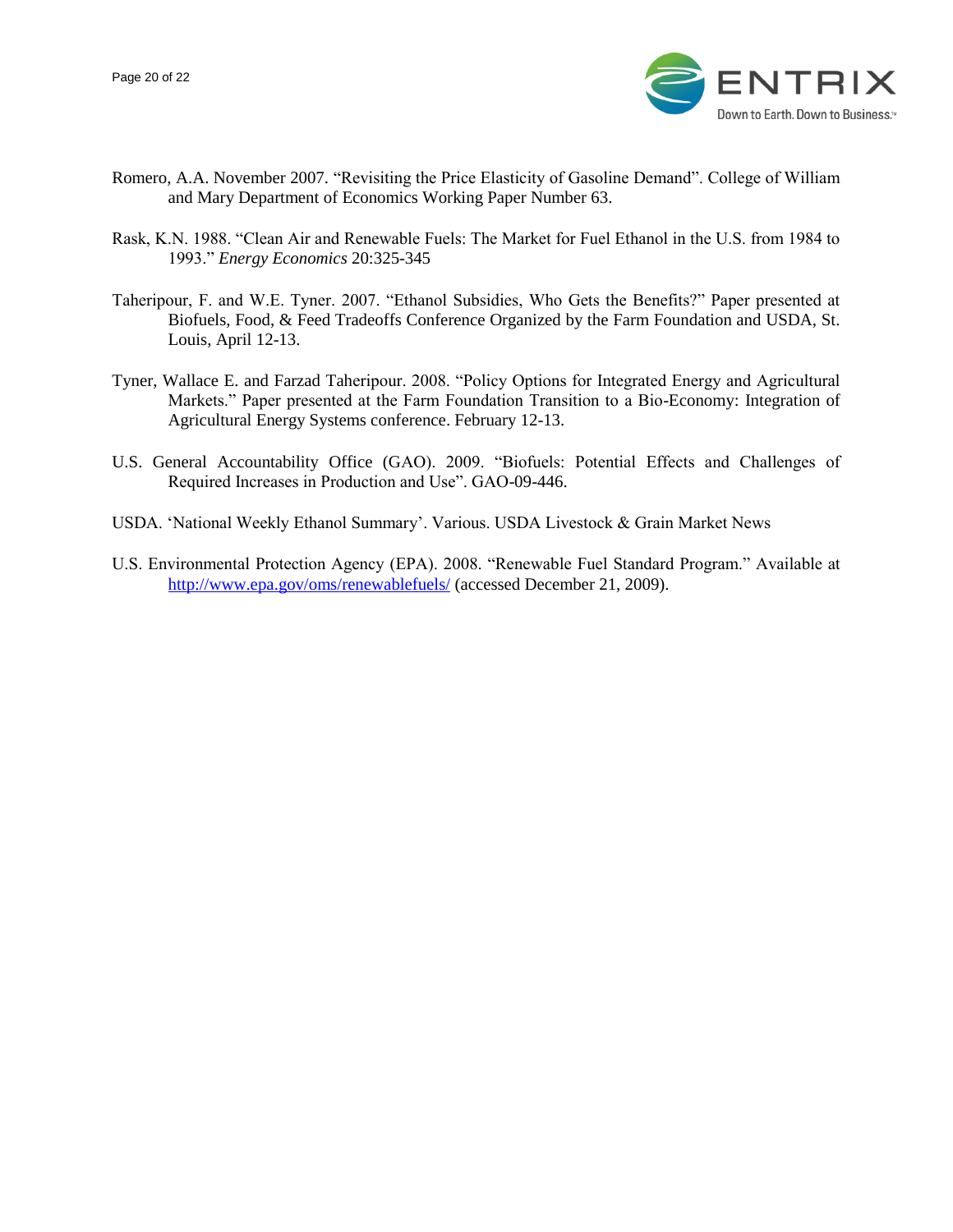Romero, A.A. November 2007. “Revisiting the Price Elasticity of Gasoline Demand”. College of William and Mary Department of Economics Working Paper Number 63.

Rask, K.N. 1988. “Clean Air and Renewable Fuels: The Market for Fuel Ethanol in the U.S. from 1984 to 1993.” *Energy Economics* 20:325-345

Taheripour, F. and W.E. Tyner. 2007. “Ethanol Subsidies, Who Gets the Benefits?” Paper presented at Biofuels, Food, & Feed Tradeoffs Conference Organized by the Farm Foundation and USDA, St. Louis, April 12-13.

Tyner, Wallace E. and Farzad Taheripour. 2008. “Policy Options for Integrated Energy and Agricultural Markets.” Paper presented at the Farm Foundation Transition to a Bio-Economy: Integration of Agricultural Energy Systems conference. February 12-13.

U.S. General Accountability Office (GAO). 2009. “Biofuels: Potential Effects and Challenges of Required Increases in Production and Use”. GAO-09-446.

USDA. ‘National Weekly Ethanol Summary’. Various. USDA Livestock & Grain Market News

U.S. Environmental Protection Agency (EPA). 2008. “Renewable Fuel Standard Program.” Available at http://www.epa.gov/oms/renewablefuels/ (accessed December 21, 2009).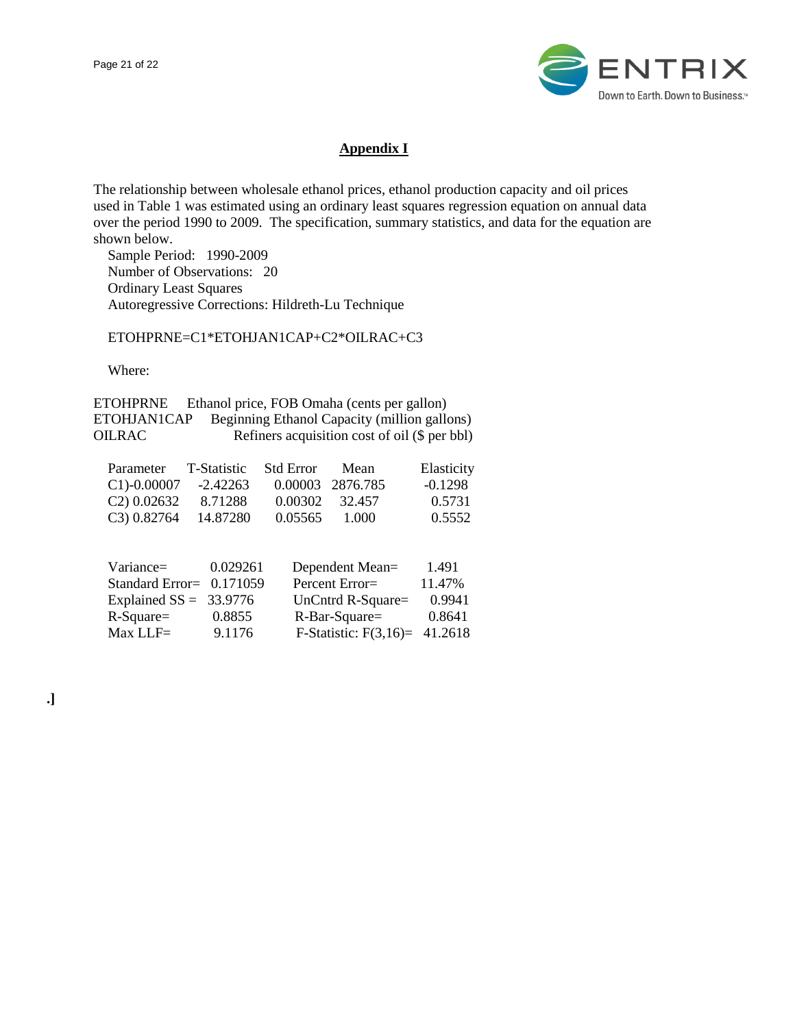## Appendix I

The relationship between wholesale ethanol prices, ethanol production capacity and oil prices used in Table 1 was estimated using an ordinary least squares regression equation on annual data over the period 1990 to 2009. The specification, summary statistics, and data for the equation are shown below.

Sample Period: 1990-2009
Number of Observations: 20
Ordinary Least Squares
Autoregressive Corrections: Hildreth-Lu Technique

ETOHPRNE=C1*ETOHJAN1CAP+C2*OILRAC+C3

Where:

| | |
|---|---|
| ETOHPRNE | Ethanol price, FOB Omaha (cents per gallon) |
| ETOHJAN1CAP | Beginning Ethanol Capacity (million gallons) |
| OILRAC | Refiners acquisition cost of oil ($ per bbl) |

| Parameter | T-Statistic | Std Error | Mean | Elasticity |
|---|---|---|---|---|
| C1)-0.00007 | -2.42263 | 0.00003 | 2876.785 | -0.1298 |
| C2) 0.02632 | 8.71288 | 0.00302 | 32.457 | 0.5731 |
| C3) 0.82764 | 14.87280 | 0.05565 | 1.000 | 0.5552 |

| | | | |
|---|---|---|---|
| Variance= | 0.029261 | Dependent Mean= | 1.491 |
| Standard Error= | 0.171059 | Percent Error= | 11.47% |
| Explained SS = | 33.9776 | UnCntrd R-Square= | 0.9941 |
| R-Square= | 0.8855 | R-Bar-Square= | 0.8641 |
| Max LLF= | 9.1176 | F-Statistic: F(3,16)= | 41.2618 |

.]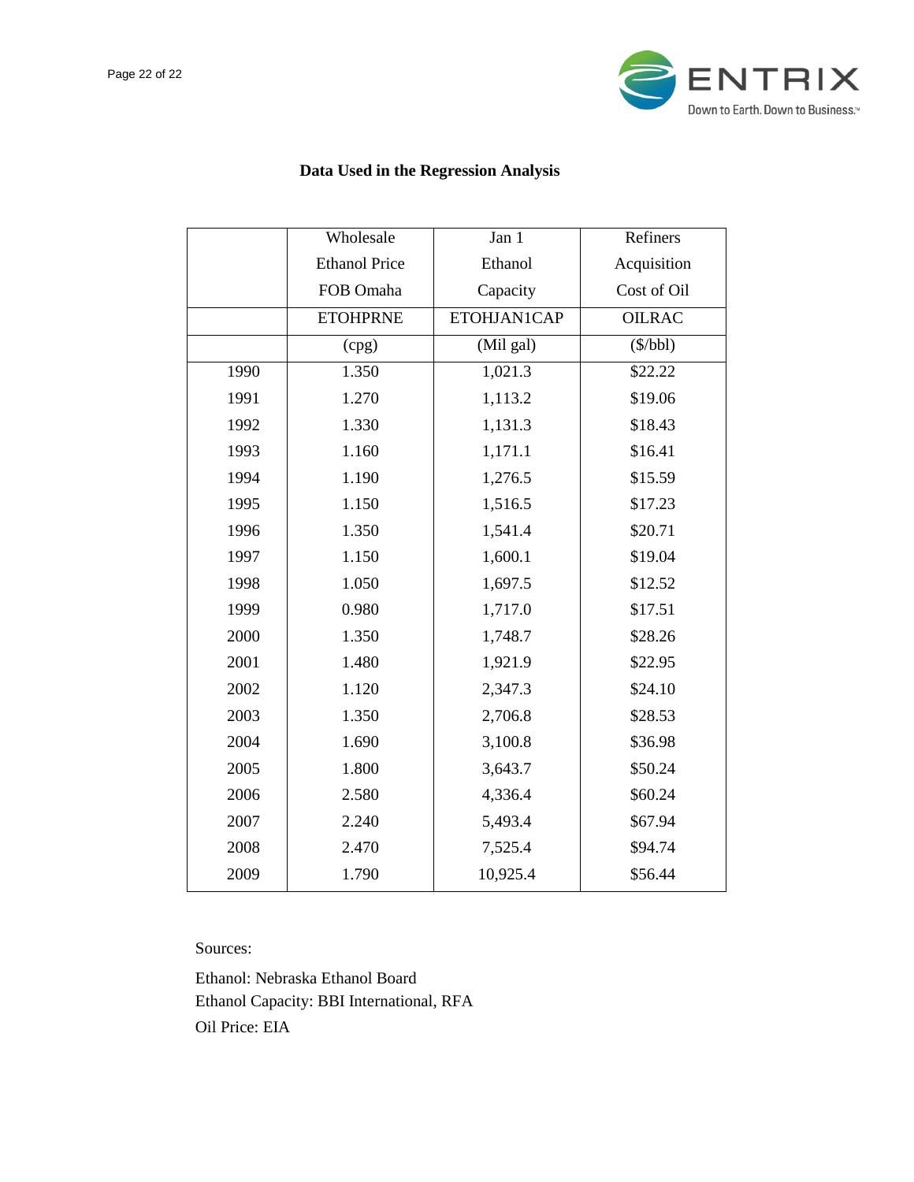## Data Used in the Regression Analysis

| | Wholesale Ethanol Price FOB Omaha | Jan 1 Ethanol Capacity | Refiners Acquisition Cost of Oil |
|---|---|---|---|
| | ETOHPRNE | ETOHJAN1CAP | OILRAC |
| | (cpg) | (Mil gal) | ($/bbl) |
| 1990 | 1.350 | 1,021.3 | $22.22 |
| 1991 | 1.270 | 1,113.2 | $19.06 |
| 1992 | 1.330 | 1,131.3 | $18.43 |
| 1993 | 1.160 | 1,171.1 | $16.41 |
| 1994 | 1.190 | 1,276.5 | $15.59 |
| 1995 | 1.150 | 1,516.5 | $17.23 |
| 1996 | 1.350 | 1,541.4 | $20.71 |
| 1997 | 1.150 | 1,600.1 | $19.04 |
| 1998 | 1.050 | 1,697.5 | $12.52 |
| 1999 | 0.980 | 1,717.0 | $17.51 |
| 2000 | 1.350 | 1,748.7 | $28.26 |
| 2001 | 1.480 | 1,921.9 | $22.95 |
| 2002 | 1.120 | 2,347.3 | $24.10 |
| 2003 | 1.350 | 2,706.8 | $28.53 |
| 2004 | 1.690 | 3,100.8 | $36.98 |
| 2005 | 1.800 | 3,643.7 | $50.24 |
| 2006 | 2.580 | 4,336.4 | $60.24 |
| 2007 | 2.240 | 5,493.4 | $67.94 |
| 2008 | 2.470 | 7,525.4 | $94.74 |
| 2009 | 1.790 | 10,925.4 | $56.44 |

Sources:

Ethanol: Nebraska Ethanol Board
Ethanol Capacity: BBI International, RFA
Oil Price: EIA